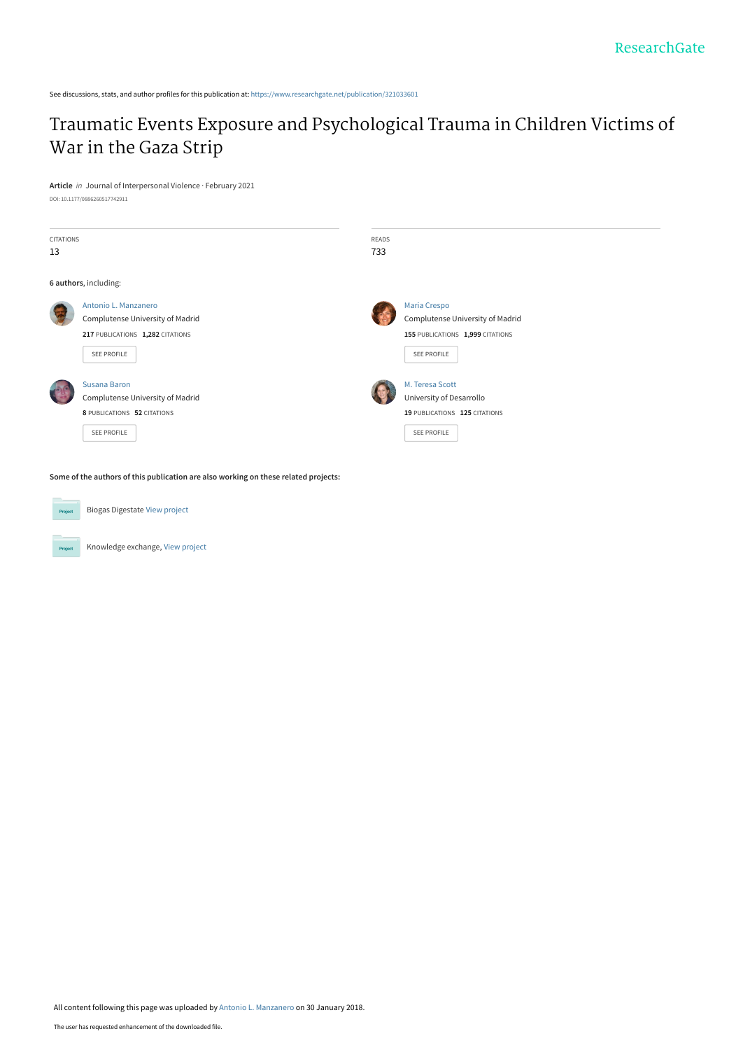See discussions, stats, and author profiles for this publication at: https://www.researchgate.net/publication/321033601

# Traumatic Events Exposure and Psychological Trauma in Children Victims of War in the Gaza Strip

**Article** *in* Journal of Interpersonal Violence · February 2021

DOI: 10.1177/0886260517742911

CITATIONS
13

READS
733

**6 authors**, including:

Antonio L. Manzanero
Complutense University of Madrid
**217** PUBLICATIONS **1,282** CITATIONS
SEE PROFILE

Maria Crespo
Complutense University of Madrid
**155** PUBLICATIONS **1,999** CITATIONS
SEE PROFILE

Susana Baron
Complutense University of Madrid
**8** PUBLICATIONS **52** CITATIONS
SEE PROFILE

M. Teresa Scott
University of Desarrollo
**19** PUBLICATIONS **125** CITATIONS
SEE PROFILE

**Some of the authors of this publication are also working on these related projects:**

Biogas Digestate View project

Knowledge exchange, View project

All content following this page was uploaded by Antonio L. Manzanero on 30 January 2018.

The user has requested enhancement of the downloaded file.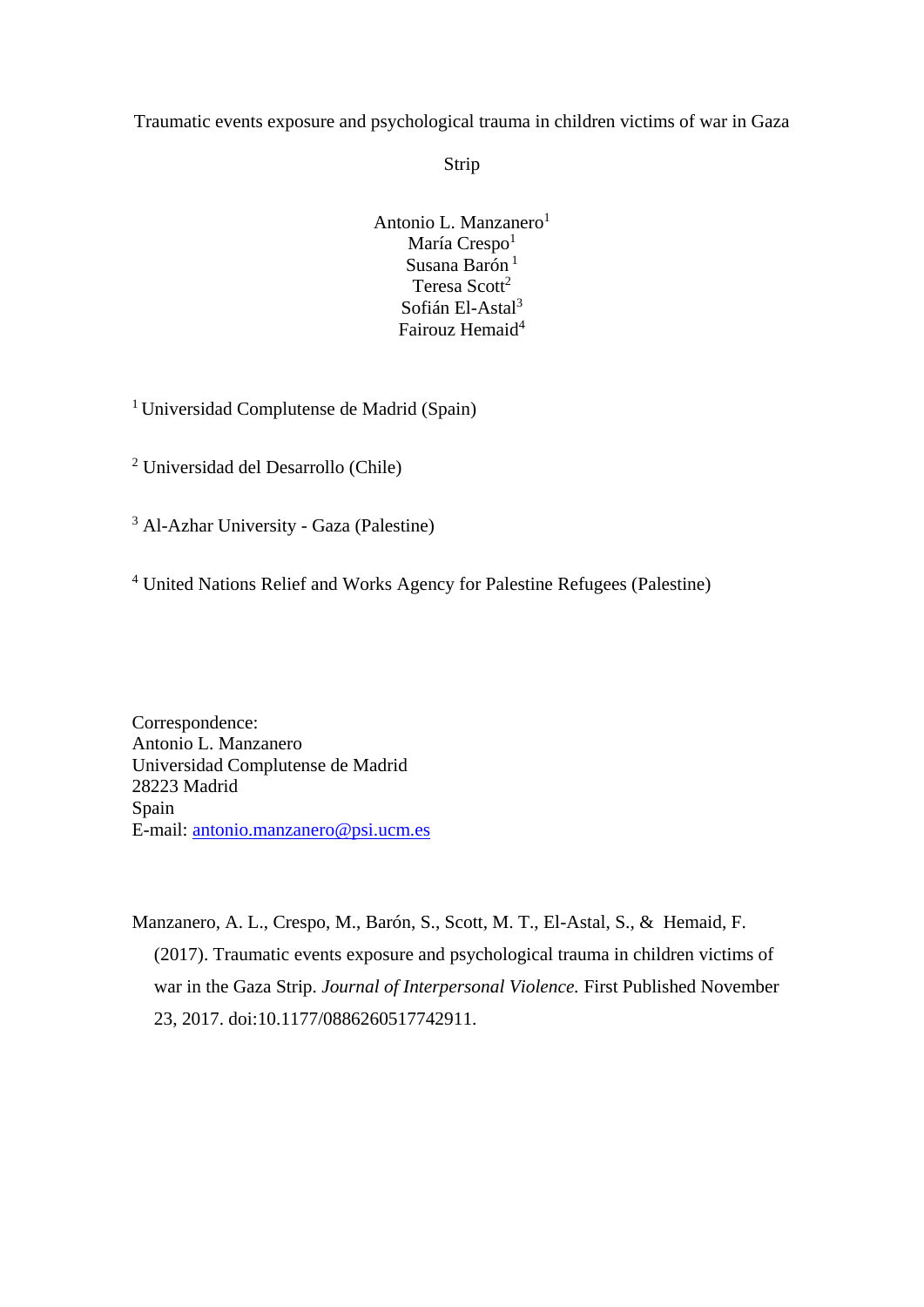# Traumatic events exposure and psychological trauma in children victims of war in Gaza Strip

Antonio L. Manzanero[1]
María Crespo[1]
Susana Barón [1]
Teresa Scott[2]
Sofián El-Astal[3]
Fairouz Hemaid[4]

[1] Universidad Complutense de Madrid (Spain)

[2] Universidad del Desarrollo (Chile)

[3] Al-Azhar University - Gaza (Palestine)

[4] United Nations Relief and Works Agency for Palestine Refugees (Palestine)

Correspondence:
Antonio L. Manzanero
Universidad Complutense de Madrid
28223 Madrid
Spain
E-mail: antonio.manzanero@psi.ucm.es

Manzanero, A. L., Crespo, M., Barón, S., Scott, M. T., El-Astal, S., & Hemaid, F. (2017). Traumatic events exposure and psychological trauma in children victims of war in the Gaza Strip. *Journal of Interpersonal Violence.* First Published November 23, 2017. doi:10.1177/0886260517742911.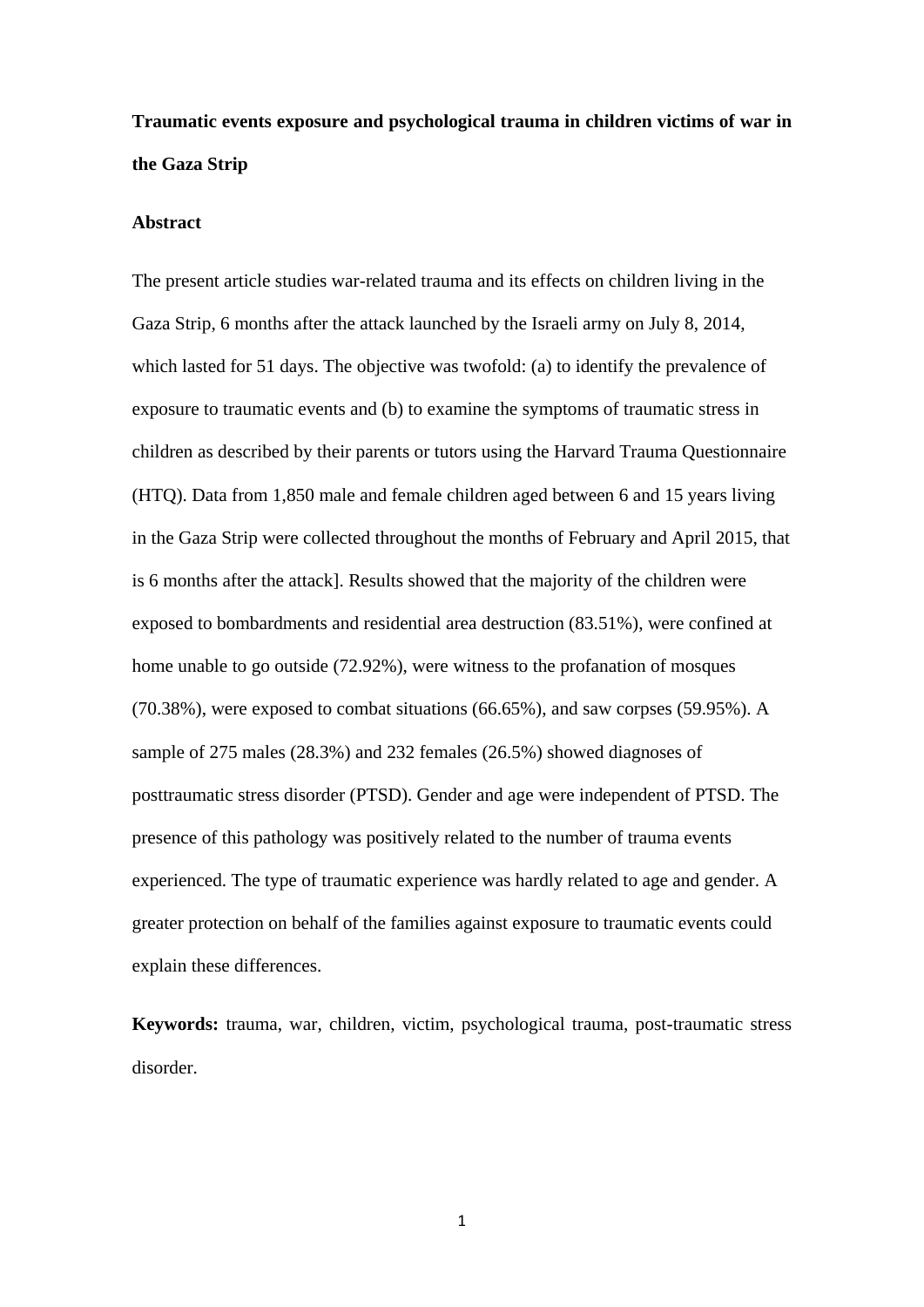**Traumatic events exposure and psychological trauma in children victims of war in the Gaza Strip**

**Abstract**

The present article studies war-related trauma and its effects on children living in the Gaza Strip, 6 months after the attack launched by the Israeli army on July 8, 2014, which lasted for 51 days. The objective was twofold: (a) to identify the prevalence of exposure to traumatic events and (b) to examine the symptoms of traumatic stress in children as described by their parents or tutors using the Harvard Trauma Questionnaire (HTQ). Data from 1,850 male and female children aged between 6 and 15 years living in the Gaza Strip were collected throughout the months of February and April 2015, that is 6 months after the attack]. Results showed that the majority of the children were exposed to bombardments and residential area destruction (83.51%), were confined at home unable to go outside (72.92%), were witness to the profanation of mosques (70.38%), were exposed to combat situations (66.65%), and saw corpses (59.95%). A sample of 275 males (28.3%) and 232 females (26.5%) showed diagnoses of posttraumatic stress disorder (PTSD). Gender and age were independent of PTSD. The presence of this pathology was positively related to the number of trauma events experienced. The type of traumatic experience was hardly related to age and gender. A greater protection on behalf of the families against exposure to traumatic events could explain these differences.

**Keywords:** trauma, war, children, victim, psychological trauma, post-traumatic stress disorder.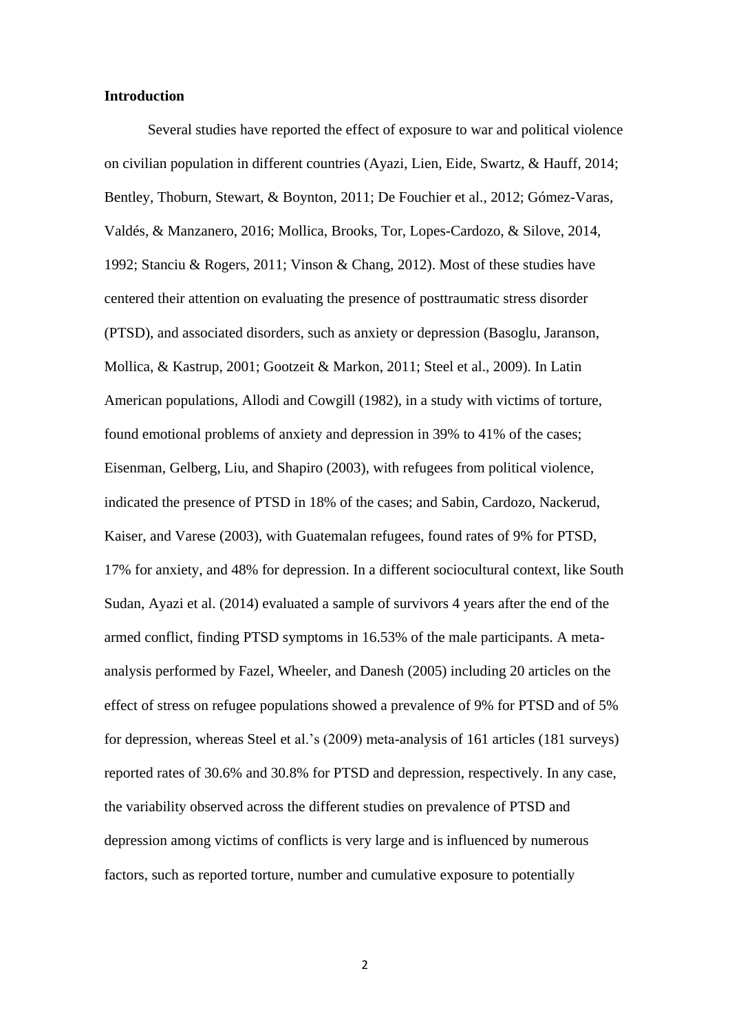**Introduction**

Several studies have reported the effect of exposure to war and political violence on civilian population in different countries (Ayazi, Lien, Eide, Swartz, & Hauff, 2014; Bentley, Thoburn, Stewart, & Boynton, 2011; De Fouchier et al., 2012; Gómez-Varas, Valdés, & Manzanero, 2016; Mollica, Brooks, Tor, Lopes-Cardozo, & Silove, 2014, 1992; Stanciu & Rogers, 2011; Vinson & Chang, 2012). Most of these studies have centered their attention on evaluating the presence of posttraumatic stress disorder (PTSD), and associated disorders, such as anxiety or depression (Basoglu, Jaranson, Mollica, & Kastrup, 2001; Gootzeit & Markon, 2011; Steel et al., 2009). In Latin American populations, Allodi and Cowgill (1982), in a study with victims of torture, found emotional problems of anxiety and depression in 39% to 41% of the cases; Eisenman, Gelberg, Liu, and Shapiro (2003), with refugees from political violence, indicated the presence of PTSD in 18% of the cases; and Sabin, Cardozo, Nackerud, Kaiser, and Varese (2003), with Guatemalan refugees, found rates of 9% for PTSD, 17% for anxiety, and 48% for depression. In a different sociocultural context, like South Sudan, Ayazi et al. (2014) evaluated a sample of survivors 4 years after the end of the armed conflict, finding PTSD symptoms in 16.53% of the male participants. A meta-analysis performed by Fazel, Wheeler, and Danesh (2005) including 20 articles on the effect of stress on refugee populations showed a prevalence of 9% for PTSD and of 5% for depression, whereas Steel et al.'s (2009) meta-analysis of 161 articles (181 surveys) reported rates of 30.6% and 30.8% for PTSD and depression, respectively. In any case, the variability observed across the different studies on prevalence of PTSD and depression among victims of conflicts is very large and is influenced by numerous factors, such as reported torture, number and cumulative exposure to potentially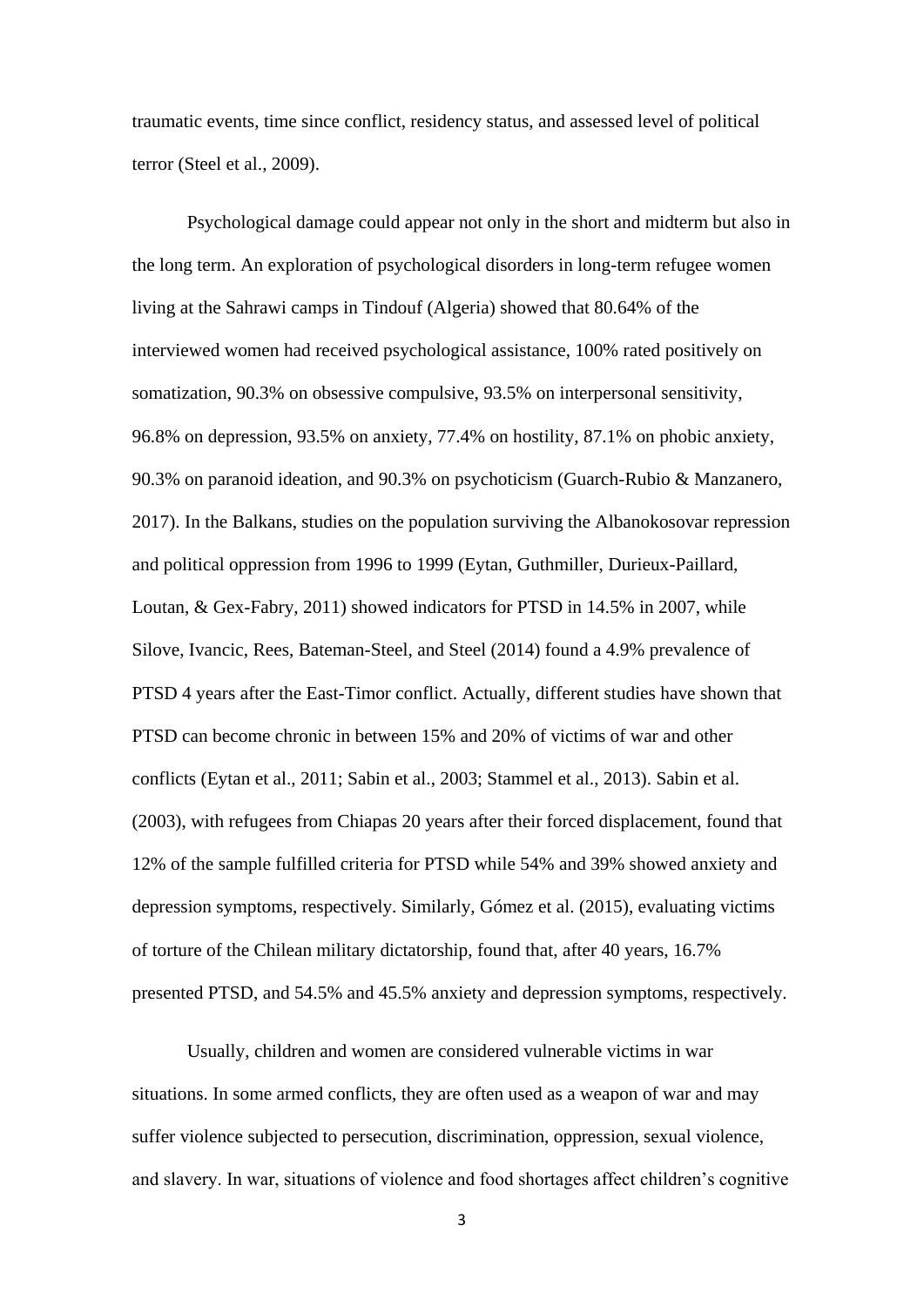traumatic events, time since conflict, residency status, and assessed level of political terror (Steel et al., 2009).

Psychological damage could appear not only in the short and midterm but also in the long term. An exploration of psychological disorders in long-term refugee women living at the Sahrawi camps in Tindouf (Algeria) showed that 80.64% of the interviewed women had received psychological assistance, 100% rated positively on somatization, 90.3% on obsessive compulsive, 93.5% on interpersonal sensitivity, 96.8% on depression, 93.5% on anxiety, 77.4% on hostility, 87.1% on phobic anxiety, 90.3% on paranoid ideation, and 90.3% on psychoticism (Guarch-Rubio & Manzanero, 2017). In the Balkans, studies on the population surviving the Albanokosovar repression and political oppression from 1996 to 1999 (Eytan, Guthmiller, Durieux-Paillard, Loutan, & Gex-Fabry, 2011) showed indicators for PTSD in 14.5% in 2007, while Silove, Ivancic, Rees, Bateman-Steel, and Steel (2014) found a 4.9% prevalence of PTSD 4 years after the East-Timor conflict. Actually, different studies have shown that PTSD can become chronic in between 15% and 20% of victims of war and other conflicts (Eytan et al., 2011; Sabin et al., 2003; Stammel et al., 2013). Sabin et al. (2003), with refugees from Chiapas 20 years after their forced displacement, found that 12% of the sample fulfilled criteria for PTSD while 54% and 39% showed anxiety and depression symptoms, respectively. Similarly, Gómez et al. (2015), evaluating victims of torture of the Chilean military dictatorship, found that, after 40 years, 16.7% presented PTSD, and 54.5% and 45.5% anxiety and depression symptoms, respectively.

Usually, children and women are considered vulnerable victims in war situations. In some armed conflicts, they are often used as a weapon of war and may suffer violence subjected to persecution, discrimination, oppression, sexual violence, and slavery. In war, situations of violence and food shortages affect children's cognitive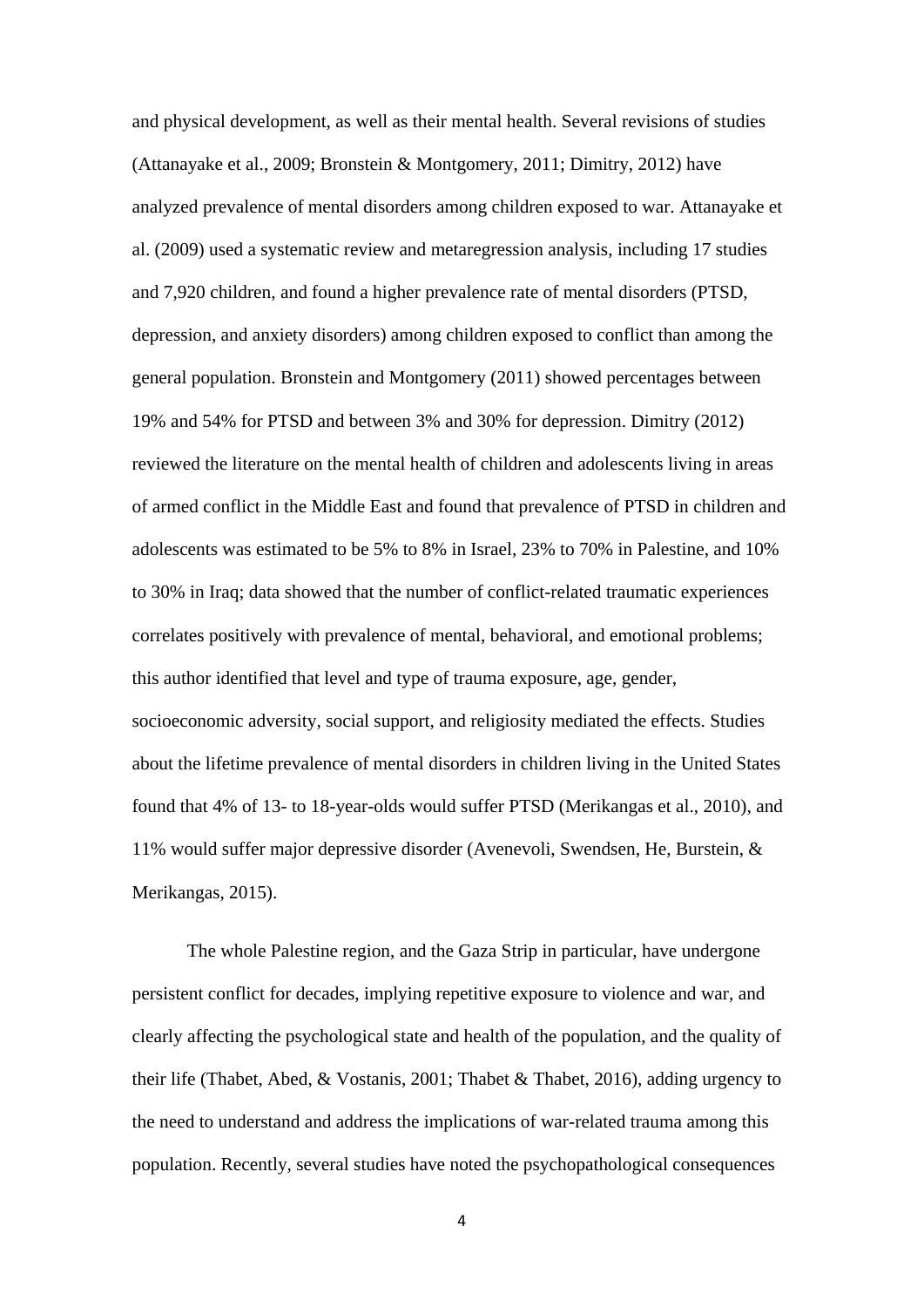and physical development, as well as their mental health. Several revisions of studies (Attanayake et al., 2009; Bronstein & Montgomery, 2011; Dimitry, 2012) have analyzed prevalence of mental disorders among children exposed to war. Attanayake et al. (2009) used a systematic review and metaregression analysis, including 17 studies and 7,920 children, and found a higher prevalence rate of mental disorders (PTSD, depression, and anxiety disorders) among children exposed to conflict than among the general population. Bronstein and Montgomery (2011) showed percentages between 19% and 54% for PTSD and between 3% and 30% for depression. Dimitry (2012) reviewed the literature on the mental health of children and adolescents living in areas of armed conflict in the Middle East and found that prevalence of PTSD in children and adolescents was estimated to be 5% to 8% in Israel, 23% to 70% in Palestine, and 10% to 30% in Iraq; data showed that the number of conflict-related traumatic experiences correlates positively with prevalence of mental, behavioral, and emotional problems; this author identified that level and type of trauma exposure, age, gender, socioeconomic adversity, social support, and religiosity mediated the effects. Studies about the lifetime prevalence of mental disorders in children living in the United States found that 4% of 13- to 18-year-olds would suffer PTSD (Merikangas et al., 2010), and 11% would suffer major depressive disorder (Avenevoli, Swendsen, He, Burstein, & Merikangas, 2015).

The whole Palestine region, and the Gaza Strip in particular, have undergone persistent conflict for decades, implying repetitive exposure to violence and war, and clearly affecting the psychological state and health of the population, and the quality of their life (Thabet, Abed, & Vostanis, 2001; Thabet & Thabet, 2016), adding urgency to the need to understand and address the implications of war-related trauma among this population. Recently, several studies have noted the psychopathological consequences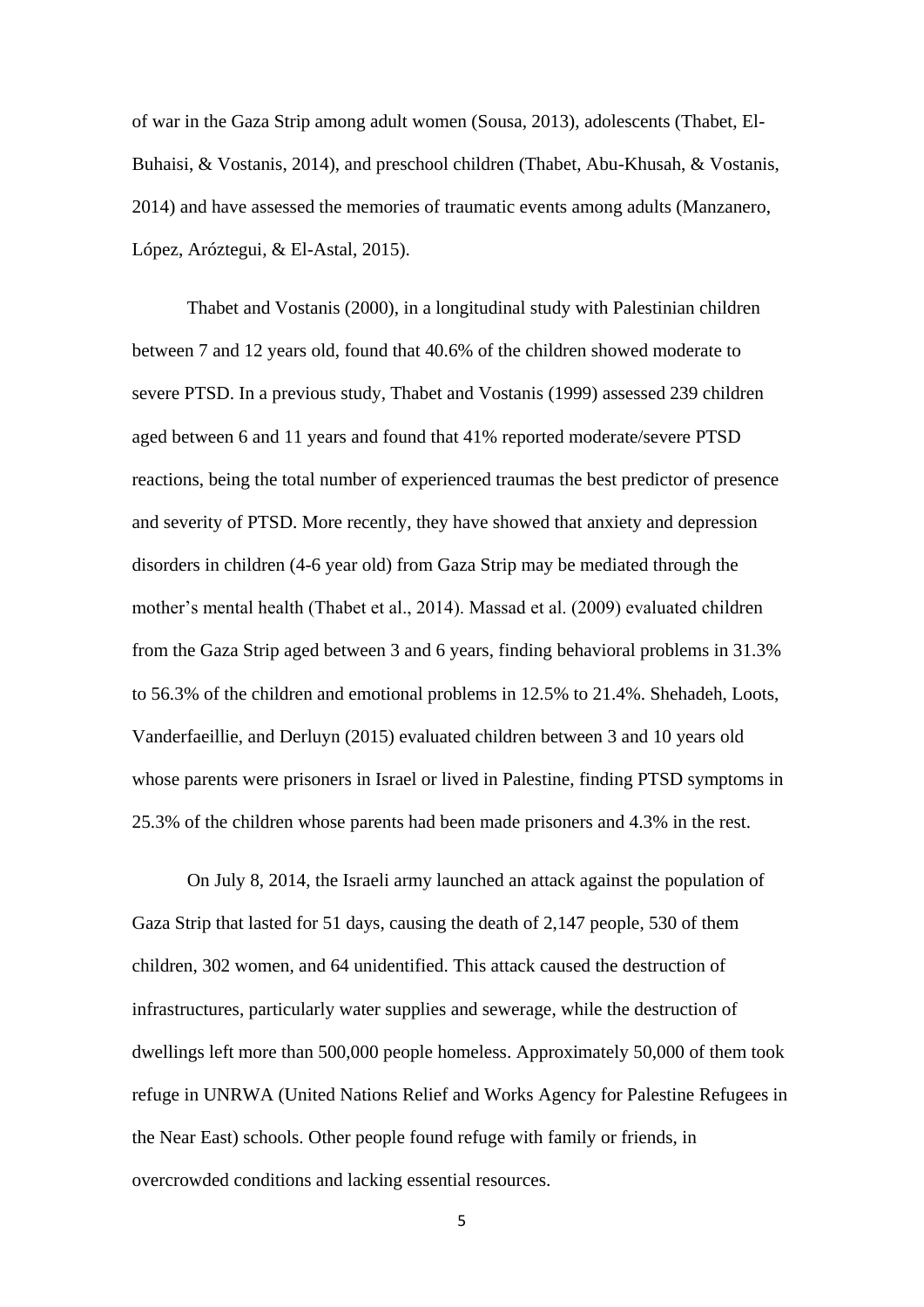of war in the Gaza Strip among adult women (Sousa, 2013), adolescents (Thabet, El-Buhaisi, & Vostanis, 2014), and preschool children (Thabet, Abu-Khusah, & Vostanis, 2014) and have assessed the memories of traumatic events among adults (Manzanero, López, Aróztegui, & El-Astal, 2015).

Thabet and Vostanis (2000), in a longitudinal study with Palestinian children between 7 and 12 years old, found that 40.6% of the children showed moderate to severe PTSD. In a previous study, Thabet and Vostanis (1999) assessed 239 children aged between 6 and 11 years and found that 41% reported moderate/severe PTSD reactions, being the total number of experienced traumas the best predictor of presence and severity of PTSD. More recently, they have showed that anxiety and depression disorders in children (4-6 year old) from Gaza Strip may be mediated through the mother's mental health (Thabet et al., 2014). Massad et al. (2009) evaluated children from the Gaza Strip aged between 3 and 6 years, finding behavioral problems in 31.3% to 56.3% of the children and emotional problems in 12.5% to 21.4%. Shehadeh, Loots, Vanderfaeillie, and Derluyn (2015) evaluated children between 3 and 10 years old whose parents were prisoners in Israel or lived in Palestine, finding PTSD symptoms in 25.3% of the children whose parents had been made prisoners and 4.3% in the rest.

On July 8, 2014, the Israeli army launched an attack against the population of Gaza Strip that lasted for 51 days, causing the death of 2,147 people, 530 of them children, 302 women, and 64 unidentified. This attack caused the destruction of infrastructures, particularly water supplies and sewerage, while the destruction of dwellings left more than 500,000 people homeless. Approximately 50,000 of them took refuge in UNRWA (United Nations Relief and Works Agency for Palestine Refugees in the Near East) schools. Other people found refuge with family or friends, in overcrowded conditions and lacking essential resources.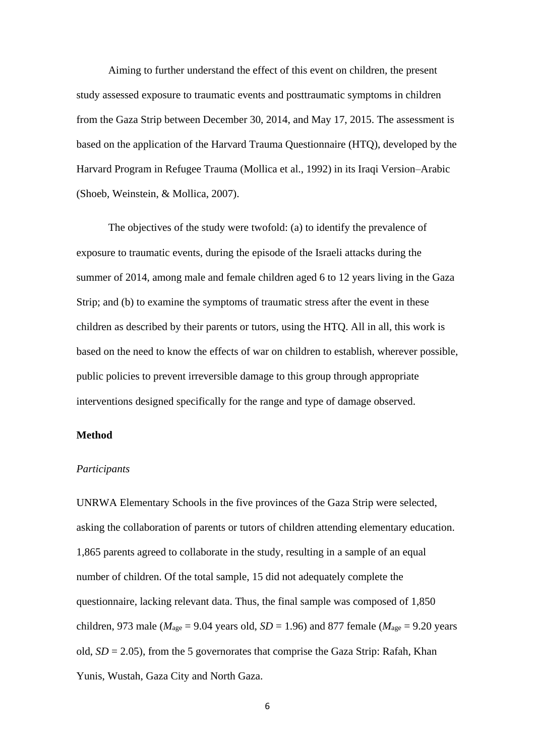Aiming to further understand the effect of this event on children, the present study assessed exposure to traumatic events and posttraumatic symptoms in children from the Gaza Strip between December 30, 2014, and May 17, 2015. The assessment is based on the application of the Harvard Trauma Questionnaire (HTQ), developed by the Harvard Program in Refugee Trauma (Mollica et al., 1992) in its Iraqi Version–Arabic (Shoeb, Weinstein, & Mollica, 2007).

The objectives of the study were twofold: (a) to identify the prevalence of exposure to traumatic events, during the episode of the Israeli attacks during the summer of 2014, among male and female children aged 6 to 12 years living in the Gaza Strip; and (b) to examine the symptoms of traumatic stress after the event in these children as described by their parents or tutors, using the HTQ. All in all, this work is based on the need to know the effects of war on children to establish, wherever possible, public policies to prevent irreversible damage to this group through appropriate interventions designed specifically for the range and type of damage observed.

**Method**

*Participants*

UNRWA Elementary Schools in the five provinces of the Gaza Strip were selected, asking the collaboration of parents or tutors of children attending elementary education. 1,865 parents agreed to collaborate in the study, resulting in a sample of an equal number of children. Of the total sample, 15 did not adequately complete the questionnaire, lacking relevant data. Thus, the final sample was composed of 1,850 children, 973 male ($M_{\text{age}}$ = 9.04 years old, $SD$ = 1.96) and 877 female ($M_{\text{age}}$ = 9.20 years old, $SD$ = 2.05), from the 5 governorates that comprise the Gaza Strip: Rafah, Khan Yunis, Wustah, Gaza City and North Gaza.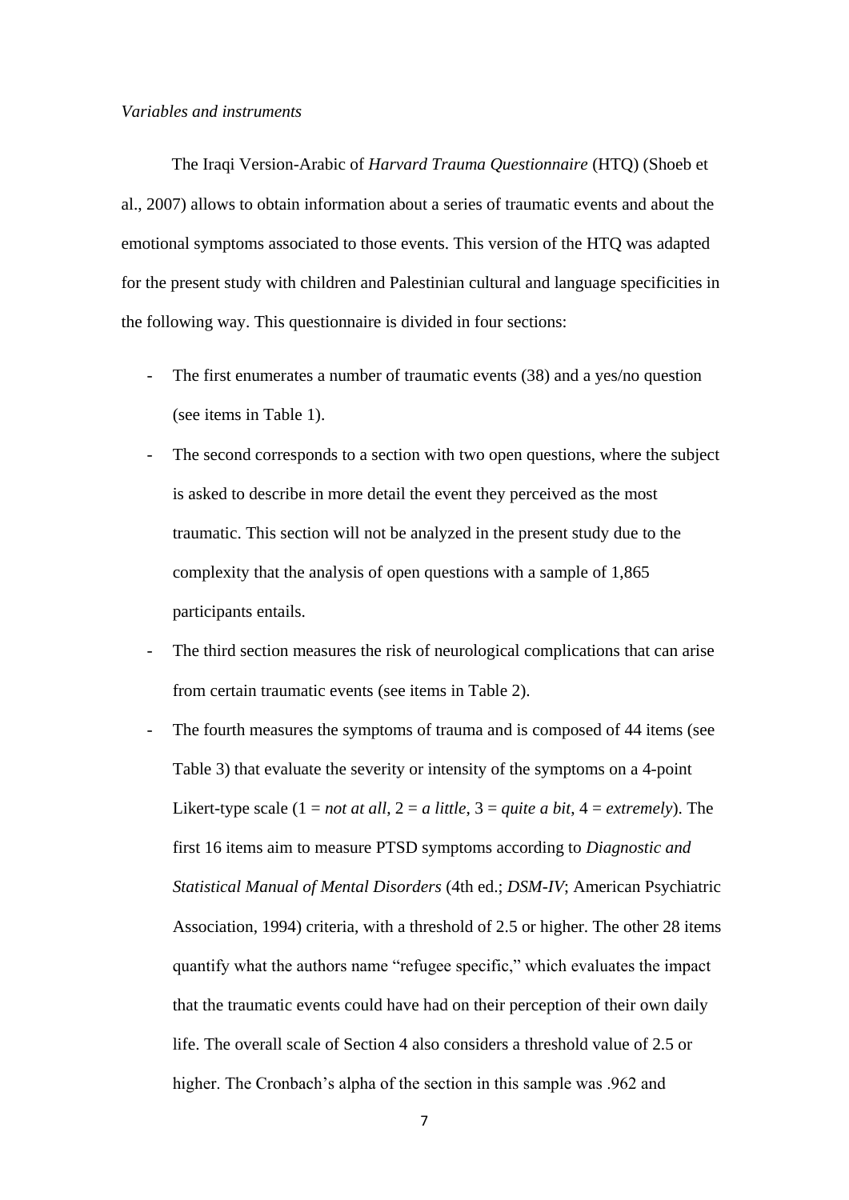*Variables and instruments*

The Iraqi Version-Arabic of *Harvard Trauma Questionnaire* (HTQ) (Shoeb et al., 2007) allows to obtain information about a series of traumatic events and about the emotional symptoms associated to those events. This version of the HTQ was adapted for the present study with children and Palestinian cultural and language specificities in the following way. This questionnaire is divided in four sections:

- The first enumerates a number of traumatic events (38) and a yes/no question (see items in Table 1).
- The second corresponds to a section with two open questions, where the subject is asked to describe in more detail the event they perceived as the most traumatic. This section will not be analyzed in the present study due to the complexity that the analysis of open questions with a sample of 1,865 participants entails.
- The third section measures the risk of neurological complications that can arise from certain traumatic events (see items in Table 2).
- The fourth measures the symptoms of trauma and is composed of 44 items (see Table 3) that evaluate the severity or intensity of the symptoms on a 4-point Likert-type scale (1 = *not at all*, 2 = *a little*, 3 = *quite a bit*, 4 = *extremely*). The first 16 items aim to measure PTSD symptoms according to *Diagnostic and Statistical Manual of Mental Disorders* (4th ed.; *DSM-IV*; American Psychiatric Association, 1994) criteria, with a threshold of 2.5 or higher. The other 28 items quantify what the authors name "refugee specific," which evaluates the impact that the traumatic events could have had on their perception of their own daily life. The overall scale of Section 4 also considers a threshold value of 2.5 or higher. The Cronbach's alpha of the section in this sample was .962 and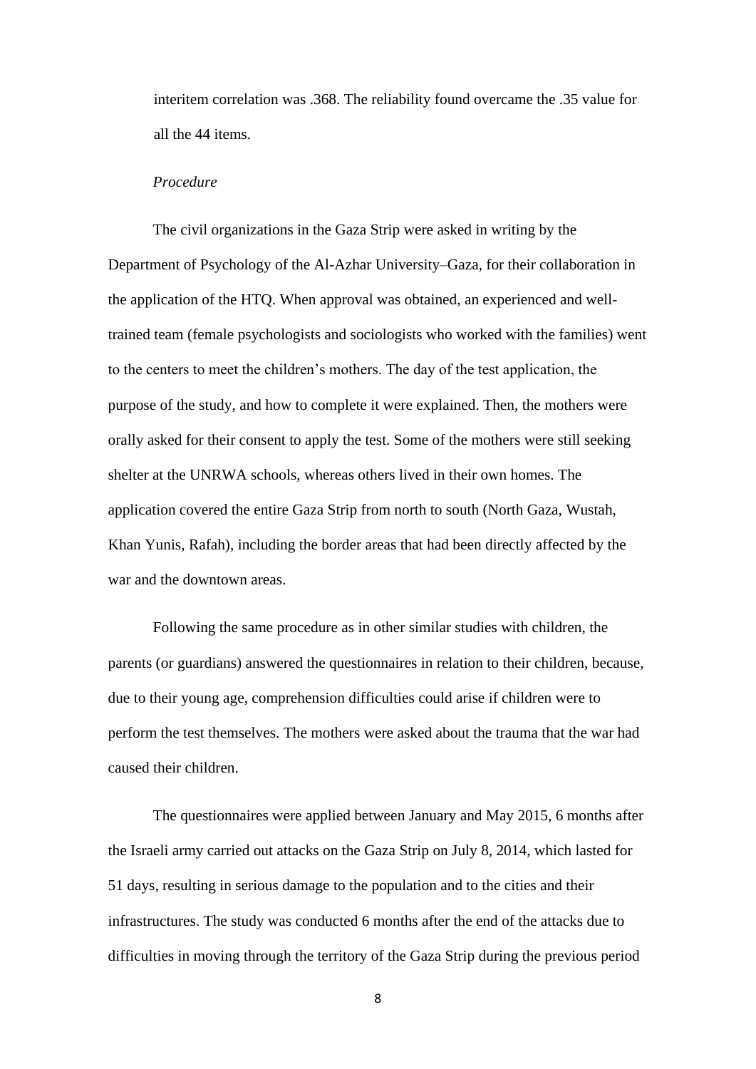interitem correlation was .368. The reliability found overcame the .35 value for all the 44 items.

*Procedure*

The civil organizations in the Gaza Strip were asked in writing by the Department of Psychology of the Al-Azhar University–Gaza, for their collaboration in the application of the HTQ. When approval was obtained, an experienced and well-trained team (female psychologists and sociologists who worked with the families) went to the centers to meet the children's mothers. The day of the test application, the purpose of the study, and how to complete it were explained. Then, the mothers were orally asked for their consent to apply the test. Some of the mothers were still seeking shelter at the UNRWA schools, whereas others lived in their own homes. The application covered the entire Gaza Strip from north to south (North Gaza, Wustah, Khan Yunis, Rafah), including the border areas that had been directly affected by the war and the downtown areas.

Following the same procedure as in other similar studies with children, the parents (or guardians) answered the questionnaires in relation to their children, because, due to their young age, comprehension difficulties could arise if children were to perform the test themselves. The mothers were asked about the trauma that the war had caused their children.

The questionnaires were applied between January and May 2015, 6 months after the Israeli army carried out attacks on the Gaza Strip on July 8, 2014, which lasted for 51 days, resulting in serious damage to the population and to the cities and their infrastructures. The study was conducted 6 months after the end of the attacks due to difficulties in moving through the territory of the Gaza Strip during the previous period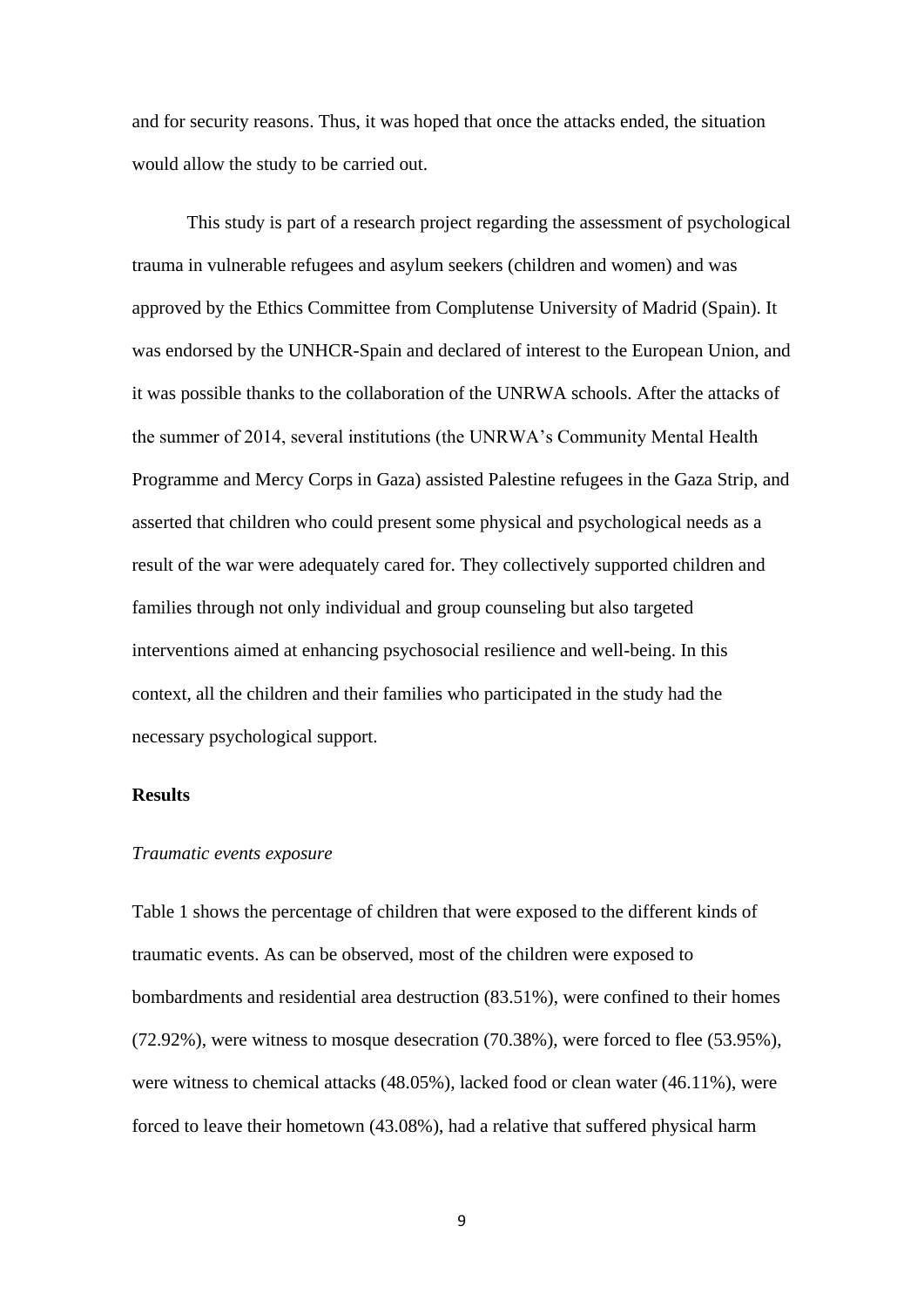and for security reasons. Thus, it was hoped that once the attacks ended, the situation would allow the study to be carried out.

This study is part of a research project regarding the assessment of psychological trauma in vulnerable refugees and asylum seekers (children and women) and was approved by the Ethics Committee from Complutense University of Madrid (Spain). It was endorsed by the UNHCR-Spain and declared of interest to the European Union, and it was possible thanks to the collaboration of the UNRWA schools. After the attacks of the summer of 2014, several institutions (the UNRWA's Community Mental Health Programme and Mercy Corps in Gaza) assisted Palestine refugees in the Gaza Strip, and asserted that children who could present some physical and psychological needs as a result of the war were adequately cared for. They collectively supported children and families through not only individual and group counseling but also targeted interventions aimed at enhancing psychosocial resilience and well-being. In this context, all the children and their families who participated in the study had the necessary psychological support.

## Results

### *Traumatic events exposure*

Table 1 shows the percentage of children that were exposed to the different kinds of traumatic events. As can be observed, most of the children were exposed to bombardments and residential area destruction (83.51%), were confined to their homes (72.92%), were witness to mosque desecration (70.38%), were forced to flee (53.95%), were witness to chemical attacks (48.05%), lacked food or clean water (46.11%), were forced to leave their hometown (43.08%), had a relative that suffered physical harm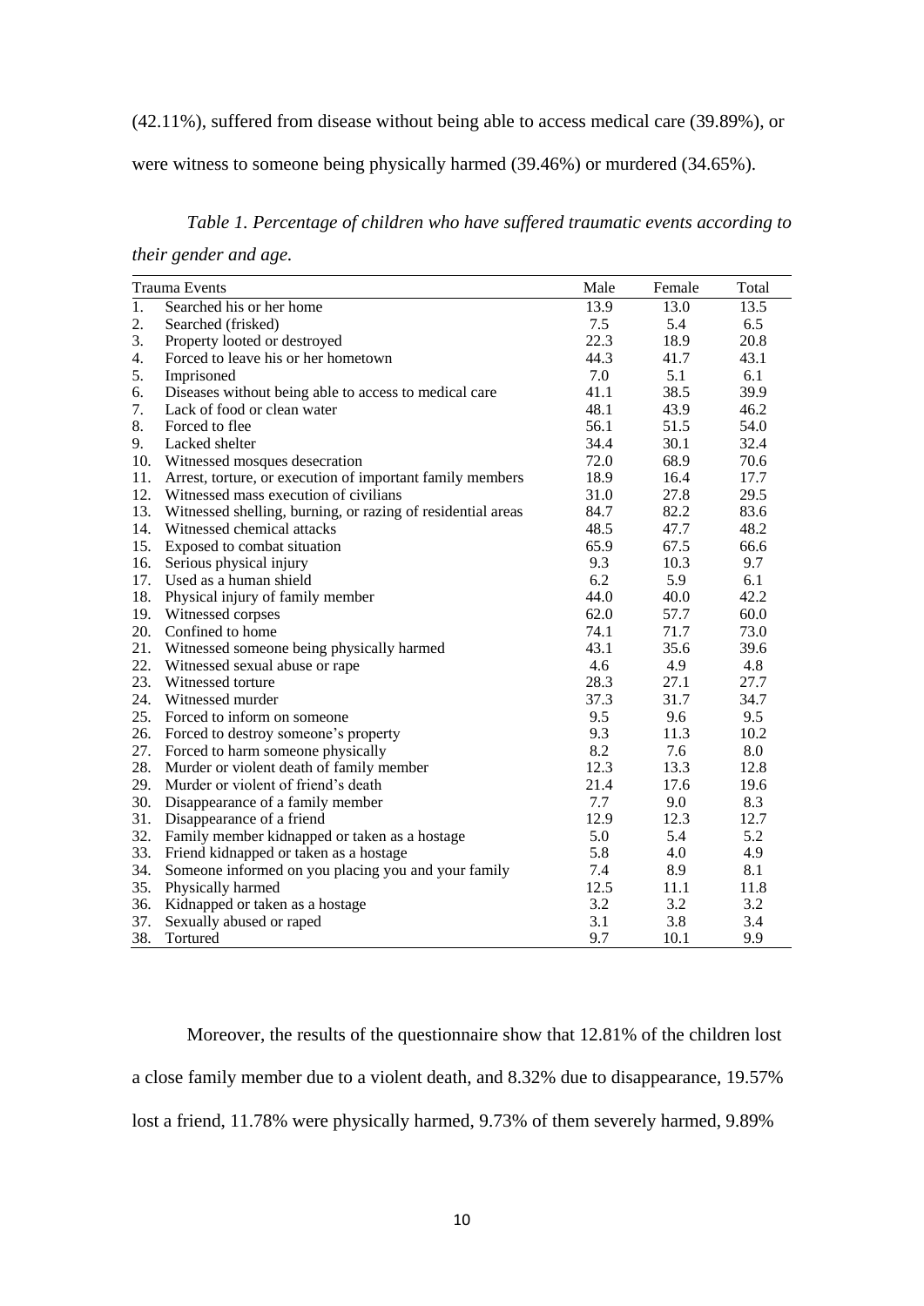(42.11%), suffered from disease without being able to access medical care (39.89%), or were witness to someone being physically harmed (39.46%) or murdered (34.65%).

*Table 1. Percentage of children who have suffered traumatic events according to their gender and age.*

| Trauma Events | Male | Female | Total |
|---|---|---|---|
| 1. Searched his or her home | 13.9 | 13.0 | 13.5 |
| 2. Searched (frisked) | 7.5 | 5.4 | 6.5 |
| 3. Property looted or destroyed | 22.3 | 18.9 | 20.8 |
| 4. Forced to leave his or her hometown | 44.3 | 41.7 | 43.1 |
| 5. Imprisoned | 7.0 | 5.1 | 6.1 |
| 6. Diseases without being able to access to medical care | 41.1 | 38.5 | 39.9 |
| 7. Lack of food or clean water | 48.1 | 43.9 | 46.2 |
| 8. Forced to flee | 56.1 | 51.5 | 54.0 |
| 9. Lacked shelter | 34.4 | 30.1 | 32.4 |
| 10. Witnessed mosques desecration | 72.0 | 68.9 | 70.6 |
| 11. Arrest, torture, or execution of important family members | 18.9 | 16.4 | 17.7 |
| 12. Witnessed mass execution of civilians | 31.0 | 27.8 | 29.5 |
| 13. Witnessed shelling, burning, or razing of residential areas | 84.7 | 82.2 | 83.6 |
| 14. Witnessed chemical attacks | 48.5 | 47.7 | 48.2 |
| 15. Exposed to combat situation | 65.9 | 67.5 | 66.6 |
| 16. Serious physical injury | 9.3 | 10.3 | 9.7 |
| 17. Used as a human shield | 6.2 | 5.9 | 6.1 |
| 18. Physical injury of family member | 44.0 | 40.0 | 42.2 |
| 19. Witnessed corpses | 62.0 | 57.7 | 60.0 |
| 20. Confined to home | 74.1 | 71.7 | 73.0 |
| 21. Witnessed someone being physically harmed | 43.1 | 35.6 | 39.6 |
| 22. Witnessed sexual abuse or rape | 4.6 | 4.9 | 4.8 |
| 23. Witnessed torture | 28.3 | 27.1 | 27.7 |
| 24. Witnessed murder | 37.3 | 31.7 | 34.7 |
| 25. Forced to inform on someone | 9.5 | 9.6 | 9.5 |
| 26. Forced to destroy someone's property | 9.3 | 11.3 | 10.2 |
| 27. Forced to harm someone physically | 8.2 | 7.6 | 8.0 |
| 28. Murder or violent death of family member | 12.3 | 13.3 | 12.8 |
| 29. Murder or violent of friend's death | 21.4 | 17.6 | 19.6 |
| 30. Disappearance of a family member | 7.7 | 9.0 | 8.3 |
| 31. Disappearance of a friend | 12.9 | 12.3 | 12.7 |
| 32. Family member kidnapped or taken as a hostage | 5.0 | 5.4 | 5.2 |
| 33. Friend kidnapped or taken as a hostage | 5.8 | 4.0 | 4.9 |
| 34. Someone informed on you placing you and your family | 7.4 | 8.9 | 8.1 |
| 35. Physically harmed | 12.5 | 11.1 | 11.8 |
| 36. Kidnapped or taken as a hostage | 3.2 | 3.2 | 3.2 |
| 37. Sexually abused or raped | 3.1 | 3.8 | 3.4 |
| 38. Tortured | 9.7 | 10.1 | 9.9 |

Moreover, the results of the questionnaire show that 12.81% of the children lost a close family member due to a violent death, and 8.32% due to disappearance, 19.57% lost a friend, 11.78% were physically harmed, 9.73% of them severely harmed, 9.89%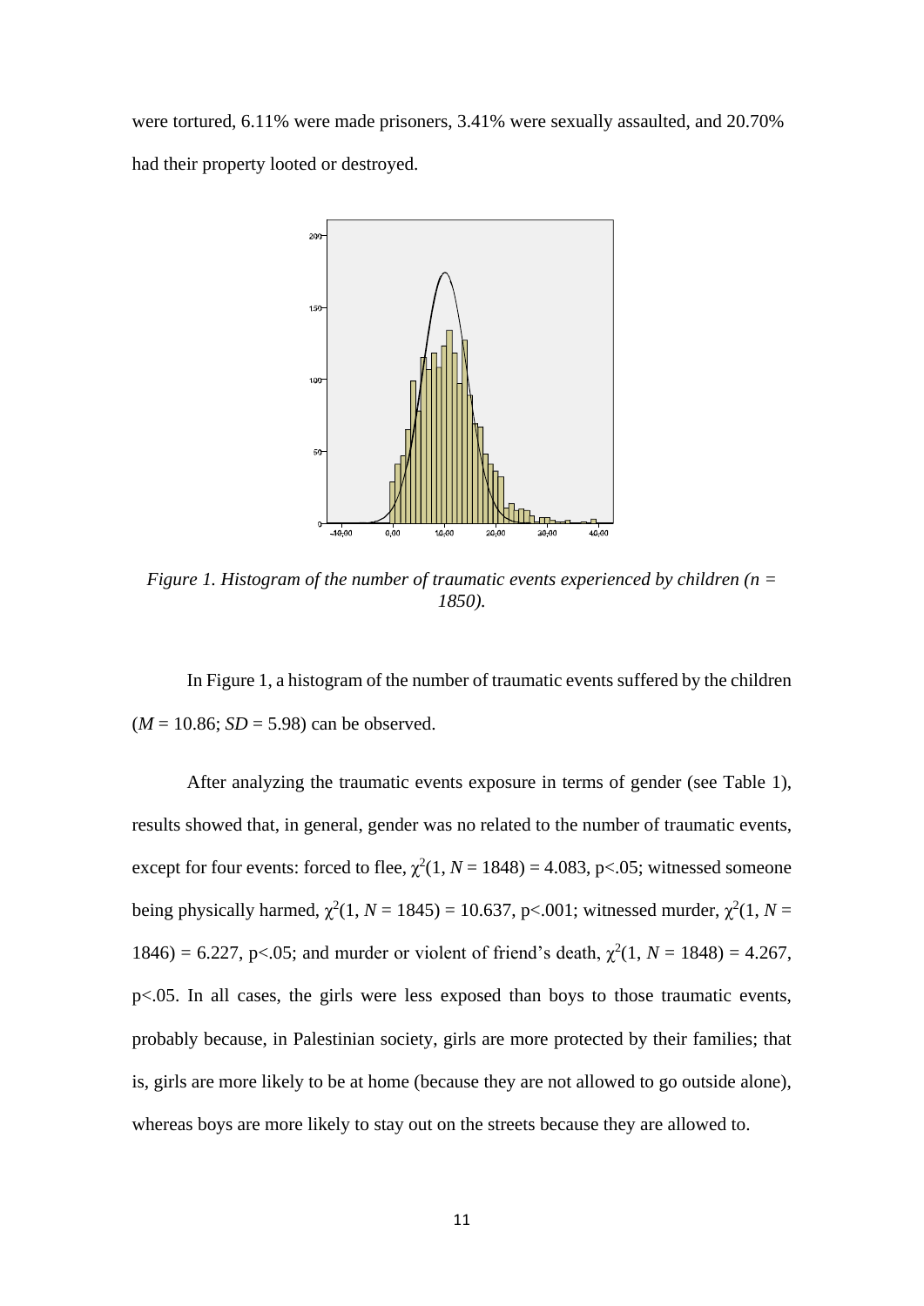were tortured, 6.11% were made prisoners, 3.41% were sexually assaulted, and 20.70% had their property looted or destroyed.

*Figure 1. Histogram of the number of traumatic events experienced by children (n = 1850).*

In Figure 1, a histogram of the number of traumatic events suffered by the children ($M = 10.86$; $SD = 5.98$) can be observed.

After analyzing the traumatic events exposure in terms of gender (see Table 1), results showed that, in general, gender was no related to the number of traumatic events, except for four events: forced to flee, $\chi^2(1, N = 1848) = 4.083$, $p<.05$; witnessed someone being physically harmed, $\chi^2(1, N = 1845) = 10.637$, $p<.001$; witnessed murder, $\chi^2(1, N = 1846) = 6.227$, $p<.05$; and murder or violent of friend's death, $\chi^2(1, N = 1848) = 4.267$, $p<.05$. In all cases, the girls were less exposed than boys to those traumatic events, probably because, in Palestinian society, girls are more protected by their families; that is, girls are more likely to be at home (because they are not allowed to go outside alone), whereas boys are more likely to stay out on the streets because they are allowed to.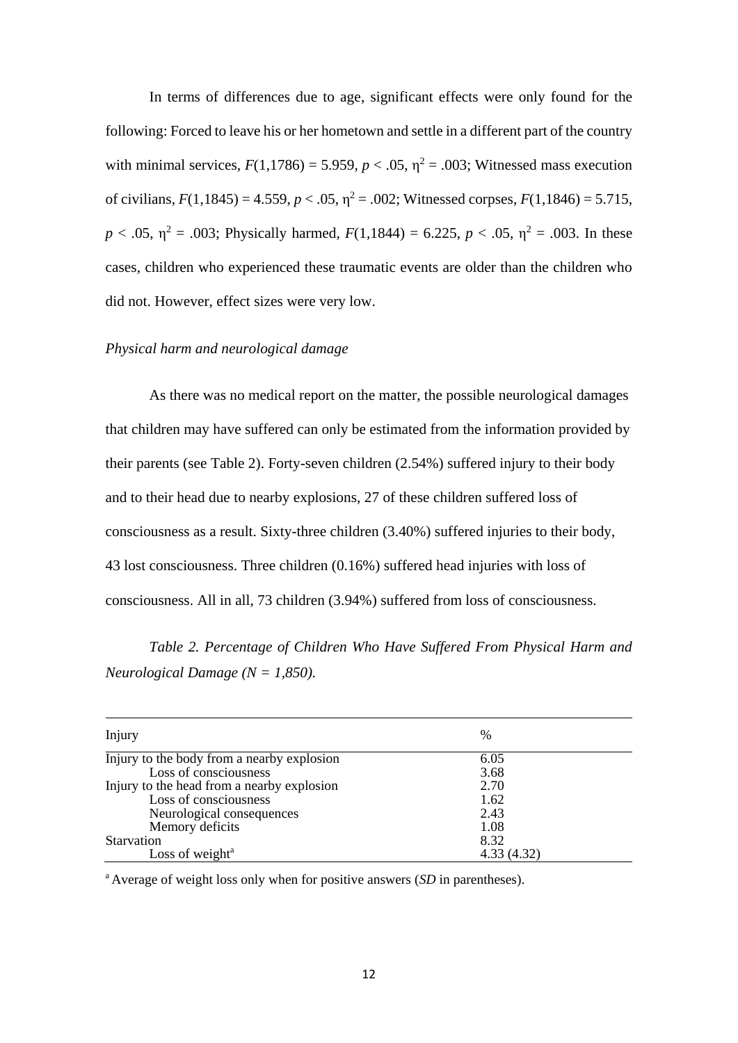In terms of differences due to age, significant effects were only found for the following: Forced to leave his or her hometown and settle in a different part of the country with minimal services, $F(1,1786) = 5.959$, $p < .05$, $\eta^2 = .003$; Witnessed mass execution of civilians, $F(1,1845) = 4.559$, $p < .05$, $\eta^2 = .002$; Witnessed corpses, $F(1,1846) = 5.715$, $p < .05$, $\eta^2 = .003$; Physically harmed, $F(1,1844) = 6.225$, $p < .05$, $\eta^2 = .003$. In these cases, children who experienced these traumatic events are older than the children who did not. However, effect sizes were very low.

*Physical harm and neurological damage*

As there was no medical report on the matter, the possible neurological damages that children may have suffered can only be estimated from the information provided by their parents (see Table 2). Forty-seven children (2.54%) suffered injury to their body and to their head due to nearby explosions, 27 of these children suffered loss of consciousness as a result. Sixty-three children (3.40%) suffered injuries to their body, 43 lost consciousness. Three children (0.16%) suffered head injuries with loss of consciousness. All in all, 73 children (3.94%) suffered from loss of consciousness.

*Table 2. Percentage of Children Who Have Suffered From Physical Harm and Neurological Damage (N = 1,850).*

| Injury | % |
|---|---|
| Injury to the body from a nearby explosion | 6.05 |
| Loss of consciousness | 3.68 |
| Injury to the head from a nearby explosion | 2.70 |
| Loss of consciousness | 1.62 |
| Neurological consequences | 2.43 |
| Memory deficits | 1.08 |
| Starvation | 8.32 |
| Loss of weight[a] | 4.33 (4.32) |

[a] Average of weight loss only when for positive answers (*SD* in parentheses).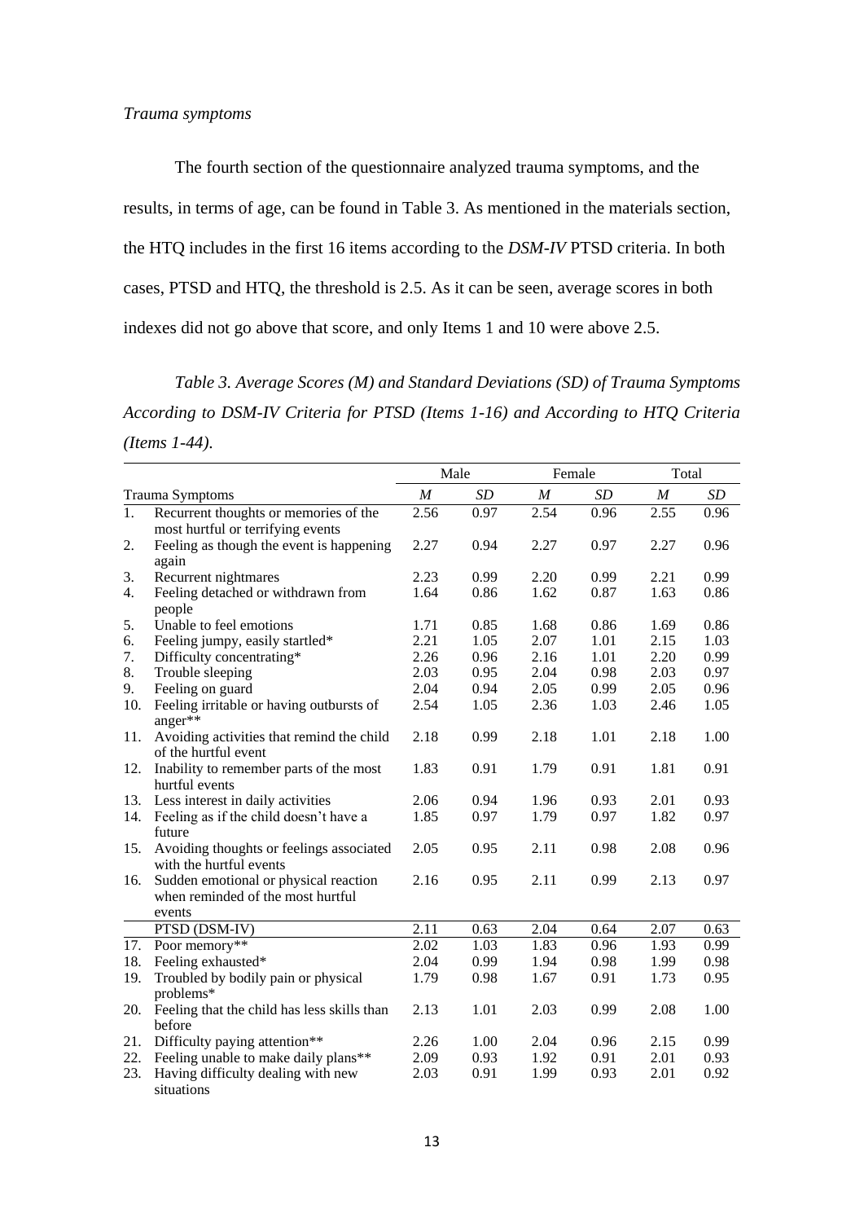*Trauma symptoms*

The fourth section of the questionnaire analyzed trauma symptoms, and the results, in terms of age, can be found in Table 3. As mentioned in the materials section, the HTQ includes in the first 16 items according to the *DSM-IV* PTSD criteria. In both cases, PTSD and HTQ, the threshold is 2.5. As it can be seen, average scores in both indexes did not go above that score, and only Items 1 and 10 were above 2.5.

*Table 3. Average Scores (M) and Standard Deviations (SD) of Trauma Symptoms According to DSM-IV Criteria for PTSD (Items 1-16) and According to HTQ Criteria (Items 1-44).*

| | | Male | | Female | | Total | |
|---|---|---|---|---|---|---|---|
| Trauma Symptoms | | *M* | *SD* | *M* | *SD* | *M* | *SD* |
| 1. | Recurrent thoughts or memories of the most hurtful or terrifying events | 2.56 | 0.97 | 2.54 | 0.96 | 2.55 | 0.96 |
| 2. | Feeling as though the event is happening again | 2.27 | 0.94 | 2.27 | 0.97 | 2.27 | 0.96 |
| 3. | Recurrent nightmares | 2.23 | 0.99 | 2.20 | 0.99 | 2.21 | 0.99 |
| 4. | Feeling detached or withdrawn from people | 1.64 | 0.86 | 1.62 | 0.87 | 1.63 | 0.86 |
| 5. | Unable to feel emotions | 1.71 | 0.85 | 1.68 | 0.86 | 1.69 | 0.86 |
| 6. | Feeling jumpy, easily startled* | 2.21 | 1.05 | 2.07 | 1.01 | 2.15 | 1.03 |
| 7. | Difficulty concentrating* | 2.26 | 0.96 | 2.16 | 1.01 | 2.20 | 0.99 |
| 8. | Trouble sleeping | 2.03 | 0.95 | 2.04 | 0.98 | 2.03 | 0.97 |
| 9. | Feeling on guard | 2.04 | 0.94 | 2.05 | 0.99 | 2.05 | 0.96 |
| 10. | Feeling irritable or having outbursts of anger** | 2.54 | 1.05 | 2.36 | 1.03 | 2.46 | 1.05 |
| 11. | Avoiding activities that remind the child of the hurtful event | 2.18 | 0.99 | 2.18 | 1.01 | 2.18 | 1.00 |
| 12. | Inability to remember parts of the most hurtful events | 1.83 | 0.91 | 1.79 | 0.91 | 1.81 | 0.91 |
| 13. | Less interest in daily activities | 2.06 | 0.94 | 1.96 | 0.93 | 2.01 | 0.93 |
| 14. | Feeling as if the child doesn't have a future | 1.85 | 0.97 | 1.79 | 0.97 | 1.82 | 0.97 |
| 15. | Avoiding thoughts or feelings associated with the hurtful events | 2.05 | 0.95 | 2.11 | 0.98 | 2.08 | 0.96 |
| 16. | Sudden emotional or physical reaction when reminded of the most hurtful events | 2.16 | 0.95 | 2.11 | 0.99 | 2.13 | 0.97 |
| | PTSD (DSM-IV) | 2.11 | 0.63 | 2.04 | 0.64 | 2.07 | 0.63 |
| 17. | Poor memory** | 2.02 | 1.03 | 1.83 | 0.96 | 1.93 | 0.99 |
| 18. | Feeling exhausted* | 2.04 | 0.99 | 1.94 | 0.98 | 1.99 | 0.98 |
| 19. | Troubled by bodily pain or physical problems* | 1.79 | 0.98 | 1.67 | 0.91 | 1.73 | 0.95 |
| 20. | Feeling that the child has less skills than before | 2.13 | 1.01 | 2.03 | 0.99 | 2.08 | 1.00 |
| 21. | Difficulty paying attention** | 2.26 | 1.00 | 2.04 | 0.96 | 2.15 | 0.99 |
| 22. | Feeling unable to make daily plans** | 2.09 | 0.93 | 1.92 | 0.91 | 2.01 | 0.93 |
| 23. | Having difficulty dealing with new situations | 2.03 | 0.91 | 1.99 | 0.93 | 2.01 | 0.92 |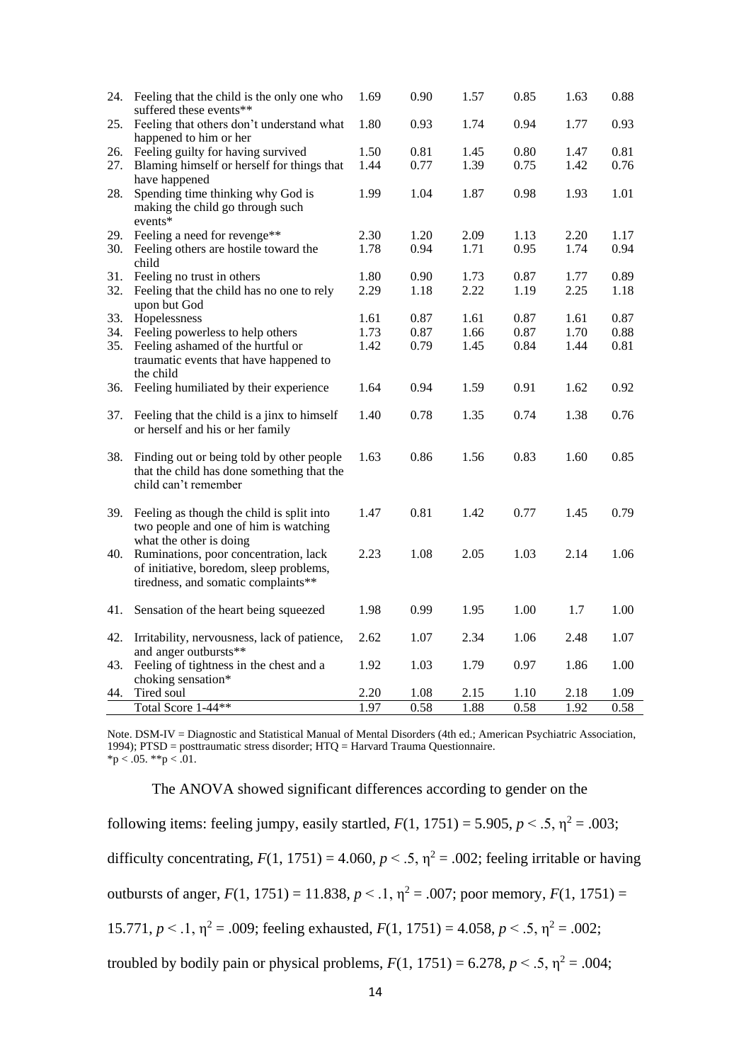| | | | | | | | |
|---|---|---|---|---|---|---|---|
| 24. | Feeling that the child is the only one who suffered these events** | 1.69 | 0.90 | 1.57 | 0.85 | 1.63 | 0.88 |
| 25. | Feeling that others don't understand what happened to him or her | 1.80 | 0.93 | 1.74 | 0.94 | 1.77 | 0.93 |
| 26. | Feeling guilty for having survived | 1.50 | 0.81 | 1.45 | 0.80 | 1.47 | 0.81 |
| 27. | Blaming himself or herself for things that have happened | 1.44 | 0.77 | 1.39 | 0.75 | 1.42 | 0.76 |
| 28. | Spending time thinking why God is making the child go through such events* | 1.99 | 1.04 | 1.87 | 0.98 | 1.93 | 1.01 |
| 29. | Feeling a need for revenge** | 2.30 | 1.20 | 2.09 | 1.13 | 2.20 | 1.17 |
| 30. | Feeling others are hostile toward the child | 1.78 | 0.94 | 1.71 | 0.95 | 1.74 | 0.94 |
| 31. | Feeling no trust in others | 1.80 | 0.90 | 1.73 | 0.87 | 1.77 | 0.89 |
| 32. | Feeling that the child has no one to rely upon but God | 2.29 | 1.18 | 2.22 | 1.19 | 2.25 | 1.18 |
| 33. | Hopelessness | 1.61 | 0.87 | 1.61 | 0.87 | 1.61 | 0.87 |
| 34. | Feeling powerless to help others | 1.73 | 0.87 | 1.66 | 0.87 | 1.70 | 0.88 |
| 35. | Feeling ashamed of the hurtful or traumatic events that have happened to the child | 1.42 | 0.79 | 1.45 | 0.84 | 1.44 | 0.81 |
| 36. | Feeling humiliated by their experience | 1.64 | 0.94 | 1.59 | 0.91 | 1.62 | 0.92 |
| 37. | Feeling that the child is a jinx to himself or herself and his or her family | 1.40 | 0.78 | 1.35 | 0.74 | 1.38 | 0.76 |
| 38. | Finding out or being told by other people that the child has done something that the child can't remember | 1.63 | 0.86 | 1.56 | 0.83 | 1.60 | 0.85 |
| 39. | Feeling as though the child is split into two people and one of him is watching what the other is doing | 1.47 | 0.81 | 1.42 | 0.77 | 1.45 | 0.79 |
| 40. | Ruminations, poor concentration, lack of initiative, boredom, sleep problems, tiredness, and somatic complaints** | 2.23 | 1.08 | 2.05 | 1.03 | 2.14 | 1.06 |
| 41. | Sensation of the heart being squeezed | 1.98 | 0.99 | 1.95 | 1.00 | 1.7 | 1.00 |
| 42. | Irritability, nervousness, lack of patience, and anger outbursts** | 2.62 | 1.07 | 2.34 | 1.06 | 2.48 | 1.07 |
| 43. | Feeling of tightness in the chest and a choking sensation* | 1.92 | 1.03 | 1.79 | 0.97 | 1.86 | 1.00 |
| 44. | Tired soul | 2.20 | 1.08 | 2.15 | 1.10 | 2.18 | 1.09 |
| | Total Score 1-44** | 1.97 | 0.58 | 1.88 | 0.58 | 1.92 | 0.58 |

Note. DSM-IV = Diagnostic and Statistical Manual of Mental Disorders (4th ed.; American Psychiatric Association, 1994); PTSD = posttraumatic stress disorder; HTQ = Harvard Trauma Questionnaire.
*p < .05. **p < .01.

The ANOVA showed significant differences according to gender on the following items: feeling jumpy, easily startled, $F(1, 1751) = 5.905$, $p < .5$, $\eta^2 = .003$; difficulty concentrating, $F(1, 1751) = 4.060$, $p < .5$, $\eta^2 = .002$; feeling irritable or having outbursts of anger, $F(1, 1751) = 11.838$, $p < .1$, $\eta^2 = .007$; poor memory, $F(1, 1751) = 15.771$, $p < .1$, $\eta^2 = .009$; feeling exhausted, $F(1, 1751) = 4.058$, $p < .5$, $\eta^2 = .002$; troubled by bodily pain or physical problems, $F(1, 1751) = 6.278$, $p < .5$, $\eta^2 = .004$;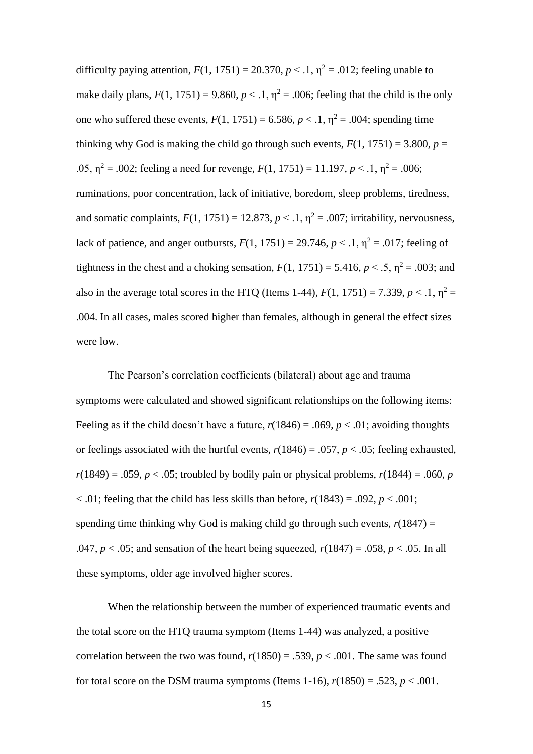difficulty paying attention, $F(1, 1751) = 20.370$, $p < .1$, $\eta^2 = .012$; feeling unable to make daily plans, $F(1, 1751) = 9.860$, $p < .1$, $\eta^2 = .006$; feeling that the child is the only one who suffered these events, $F(1, 1751) = 6.586$, $p < .1$, $\eta^2 = .004$; spending time thinking why God is making the child go through such events, $F(1, 1751) = 3.800$, $p = .05$, $\eta^2 = .002$; feeling a need for revenge, $F(1, 1751) = 11.197$, $p < .1$, $\eta^2 = .006$; ruminations, poor concentration, lack of initiative, boredom, sleep problems, tiredness, and somatic complaints, $F(1, 1751) = 12.873$, $p < .1$, $\eta^2 = .007$; irritability, nervousness, lack of patience, and anger outbursts, $F(1, 1751) = 29.746$, $p < .1$, $\eta^2 = .017$; feeling of tightness in the chest and a choking sensation, $F(1, 1751) = 5.416$, $p < .5$, $\eta^2 = .003$; and also in the average total scores in the HTQ (Items 1-44), $F(1, 1751) = 7.339$, $p < .1$, $\eta^2 = .004$. In all cases, males scored higher than females, although in general the effect sizes were low.

The Pearson's correlation coefficients (bilateral) about age and trauma symptoms were calculated and showed significant relationships on the following items: Feeling as if the child doesn't have a future, $r(1846) = .069$, $p < .01$; avoiding thoughts or feelings associated with the hurtful events, $r(1846) = .057$, $p < .05$; feeling exhausted, $r(1849) = .059$, $p < .05$; troubled by bodily pain or physical problems, $r(1844) = .060$, $p < .01$; feeling that the child has less skills than before, $r(1843) = .092$, $p < .001$; spending time thinking why God is making child go through such events, $r(1847) = .047$, $p < .05$; and sensation of the heart being squeezed, $r(1847) = .058$, $p < .05$. In all these symptoms, older age involved higher scores.

When the relationship between the number of experienced traumatic events and the total score on the HTQ trauma symptom (Items 1-44) was analyzed, a positive correlation between the two was found, $r(1850) = .539$, $p < .001$. The same was found for total score on the DSM trauma symptoms (Items 1-16), $r(1850) = .523$, $p < .001$.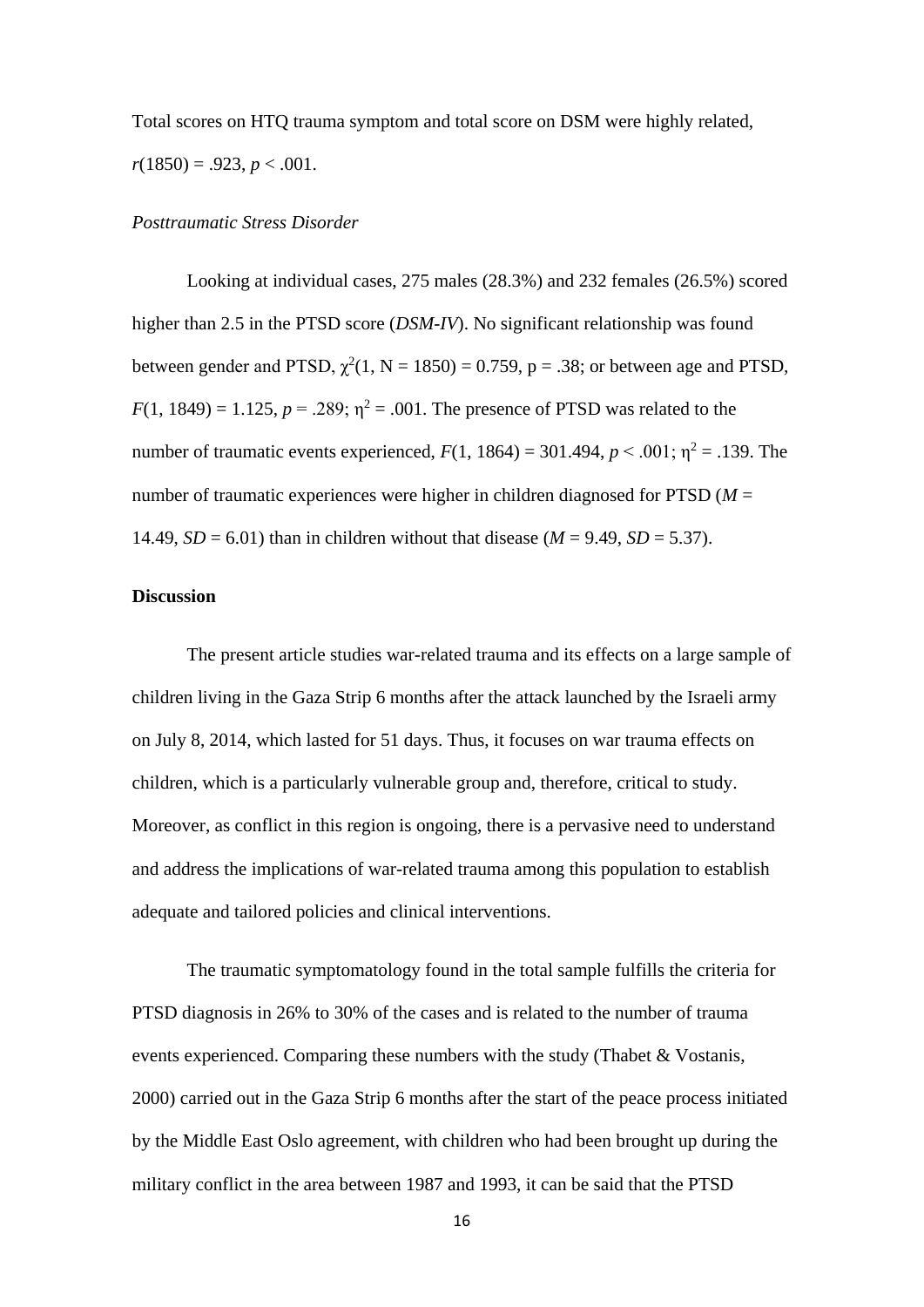Total scores on HTQ trauma symptom and total score on DSM were highly related, $r(1850) = .923$, $p < .001$.

### *Posttraumatic Stress Disorder*

Looking at individual cases, 275 males (28.3%) and 232 females (26.5%) scored higher than 2.5 in the PTSD score (*DSM-IV*). No significant relationship was found between gender and PTSD, $\chi^2(1, N = 1850) = 0.759$, $p = .38$; or between age and PTSD, $F(1, 1849) = 1.125$, $p = .289$; $\eta^2 = .001$. The presence of PTSD was related to the number of traumatic events experienced, $F(1, 1864) = 301.494$, $p < .001$; $\eta^2 = .139$. The number of traumatic experiences were higher in children diagnosed for PTSD ($M = 14.49$, $SD = 6.01$) than in children without that disease ($M = 9.49$, $SD = 5.37$).

## Discussion

The present article studies war-related trauma and its effects on a large sample of children living in the Gaza Strip 6 months after the attack launched by the Israeli army on July 8, 2014, which lasted for 51 days. Thus, it focuses on war trauma effects on children, which is a particularly vulnerable group and, therefore, critical to study. Moreover, as conflict in this region is ongoing, there is a pervasive need to understand and address the implications of war-related trauma among this population to establish adequate and tailored policies and clinical interventions.

The traumatic symptomatology found in the total sample fulfills the criteria for PTSD diagnosis in 26% to 30% of the cases and is related to the number of trauma events experienced. Comparing these numbers with the study (Thabet & Vostanis, 2000) carried out in the Gaza Strip 6 months after the start of the peace process initiated by the Middle East Oslo agreement, with children who had been brought up during the military conflict in the area between 1987 and 1993, it can be said that the PTSD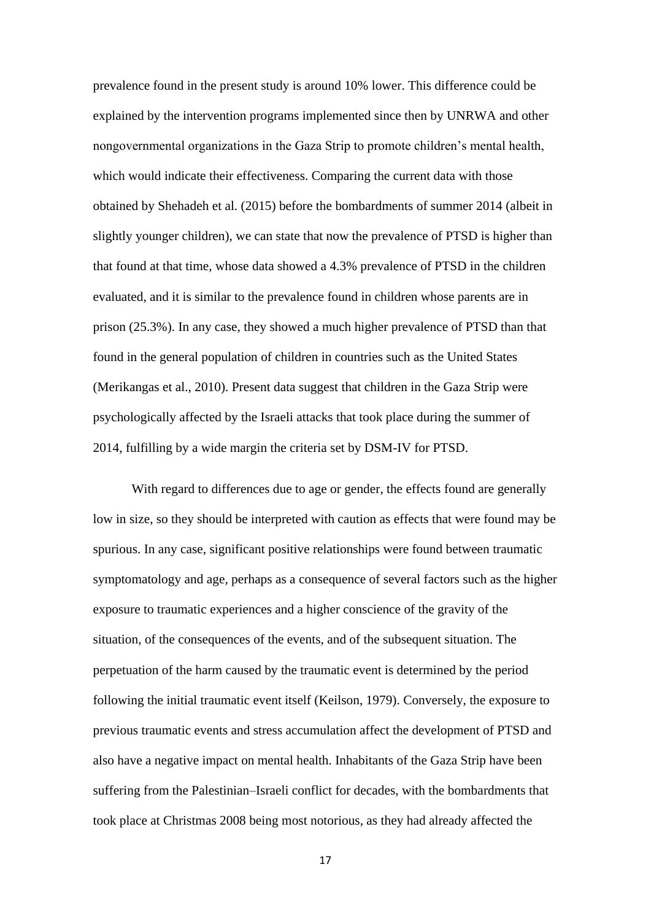prevalence found in the present study is around 10% lower. This difference could be explained by the intervention programs implemented since then by UNRWA and other nongovernmental organizations in the Gaza Strip to promote children's mental health, which would indicate their effectiveness. Comparing the current data with those obtained by Shehadeh et al. (2015) before the bombardments of summer 2014 (albeit in slightly younger children), we can state that now the prevalence of PTSD is higher than that found at that time, whose data showed a 4.3% prevalence of PTSD in the children evaluated, and it is similar to the prevalence found in children whose parents are in prison (25.3%). In any case, they showed a much higher prevalence of PTSD than that found in the general population of children in countries such as the United States (Merikangas et al., 2010). Present data suggest that children in the Gaza Strip were psychologically affected by the Israeli attacks that took place during the summer of 2014, fulfilling by a wide margin the criteria set by DSM-IV for PTSD.

With regard to differences due to age or gender, the effects found are generally low in size, so they should be interpreted with caution as effects that were found may be spurious. In any case, significant positive relationships were found between traumatic symptomatology and age, perhaps as a consequence of several factors such as the higher exposure to traumatic experiences and a higher conscience of the gravity of the situation, of the consequences of the events, and of the subsequent situation. The perpetuation of the harm caused by the traumatic event is determined by the period following the initial traumatic event itself (Keilson, 1979). Conversely, the exposure to previous traumatic events and stress accumulation affect the development of PTSD and also have a negative impact on mental health. Inhabitants of the Gaza Strip have been suffering from the Palestinian–Israeli conflict for decades, with the bombardments that took place at Christmas 2008 being most notorious, as they had already affected the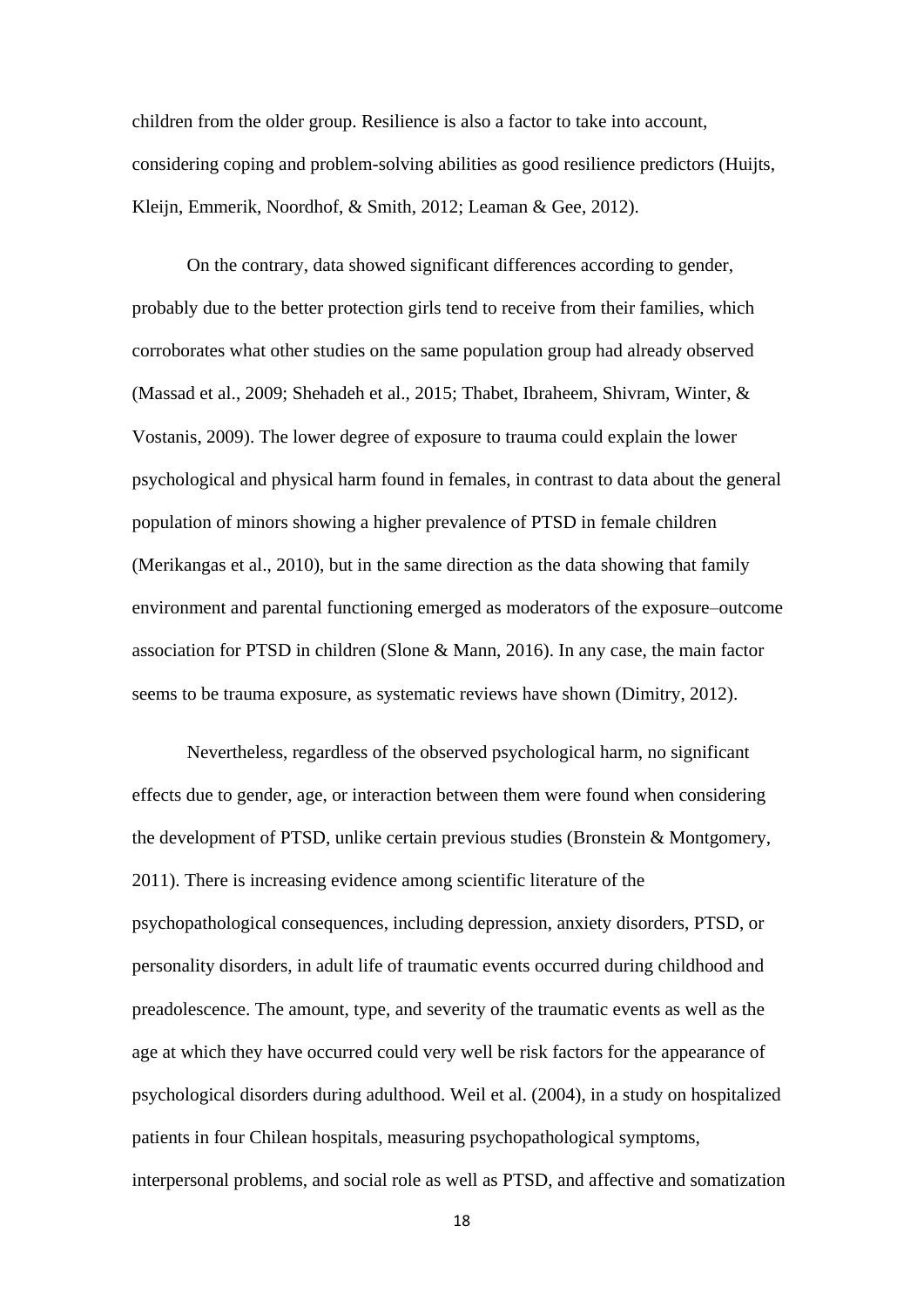children from the older group. Resilience is also a factor to take into account, considering coping and problem-solving abilities as good resilience predictors (Huijts, Kleijn, Emmerik, Noordhof, & Smith, 2012; Leaman & Gee, 2012).

On the contrary, data showed significant differences according to gender, probably due to the better protection girls tend to receive from their families, which corroborates what other studies on the same population group had already observed (Massad et al., 2009; Shehadeh et al., 2015; Thabet, Ibraheem, Shivram, Winter, & Vostanis, 2009). The lower degree of exposure to trauma could explain the lower psychological and physical harm found in females, in contrast to data about the general population of minors showing a higher prevalence of PTSD in female children (Merikangas et al., 2010), but in the same direction as the data showing that family environment and parental functioning emerged as moderators of the exposure–outcome association for PTSD in children (Slone & Mann, 2016). In any case, the main factor seems to be trauma exposure, as systematic reviews have shown (Dimitry, 2012).

Nevertheless, regardless of the observed psychological harm, no significant effects due to gender, age, or interaction between them were found when considering the development of PTSD, unlike certain previous studies (Bronstein & Montgomery, 2011). There is increasing evidence among scientific literature of the psychopathological consequences, including depression, anxiety disorders, PTSD, or personality disorders, in adult life of traumatic events occurred during childhood and preadolescence. The amount, type, and severity of the traumatic events as well as the age at which they have occurred could very well be risk factors for the appearance of psychological disorders during adulthood. Weil et al. (2004), in a study on hospitalized patients in four Chilean hospitals, measuring psychopathological symptoms, interpersonal problems, and social role as well as PTSD, and affective and somatization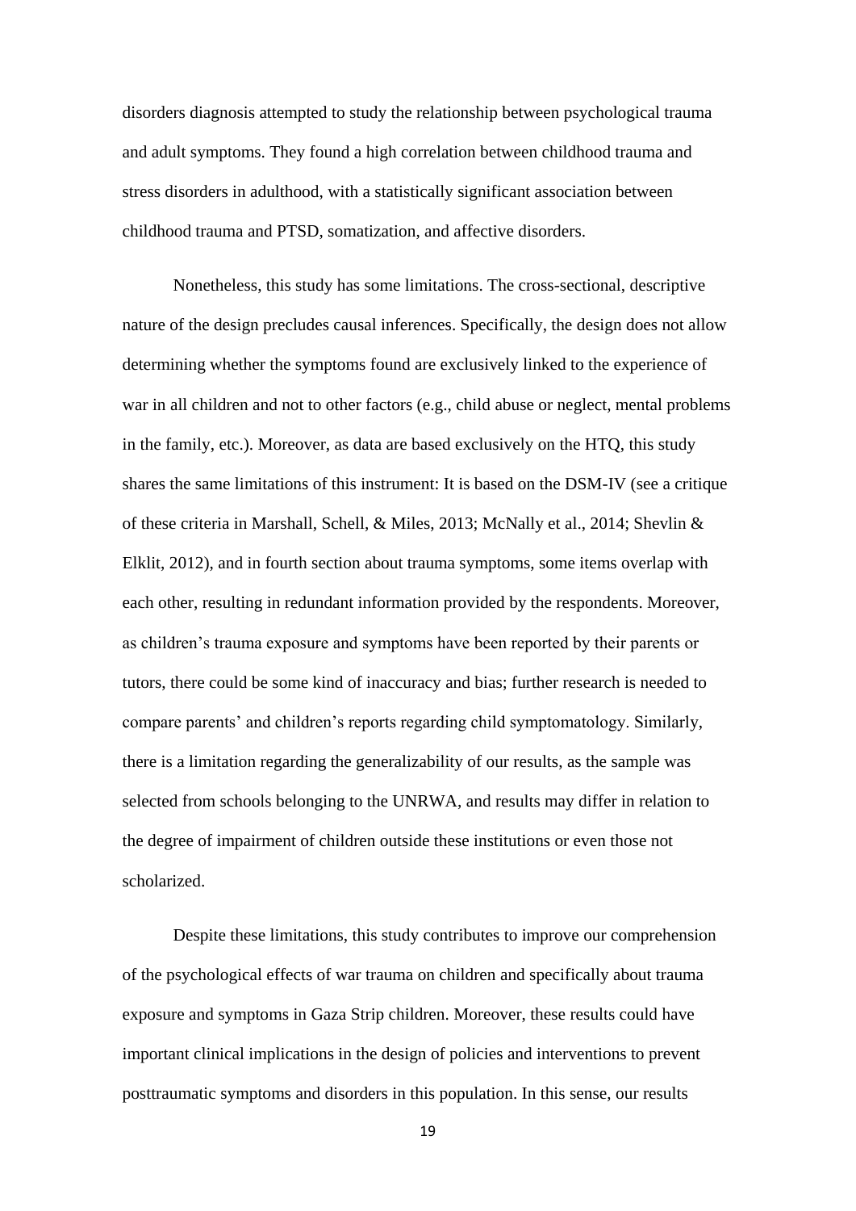disorders diagnosis attempted to study the relationship between psychological trauma and adult symptoms. They found a high correlation between childhood trauma and stress disorders in adulthood, with a statistically significant association between childhood trauma and PTSD, somatization, and affective disorders.

Nonetheless, this study has some limitations. The cross-sectional, descriptive nature of the design precludes causal inferences. Specifically, the design does not allow determining whether the symptoms found are exclusively linked to the experience of war in all children and not to other factors (e.g., child abuse or neglect, mental problems in the family, etc.). Moreover, as data are based exclusively on the HTQ, this study shares the same limitations of this instrument: It is based on the DSM-IV (see a critique of these criteria in Marshall, Schell, & Miles, 2013; McNally et al., 2014; Shevlin & Elklit, 2012), and in fourth section about trauma symptoms, some items overlap with each other, resulting in redundant information provided by the respondents. Moreover, as children's trauma exposure and symptoms have been reported by their parents or tutors, there could be some kind of inaccuracy and bias; further research is needed to compare parents' and children's reports regarding child symptomatology. Similarly, there is a limitation regarding the generalizability of our results, as the sample was selected from schools belonging to the UNRWA, and results may differ in relation to the degree of impairment of children outside these institutions or even those not scholarized.

Despite these limitations, this study contributes to improve our comprehension of the psychological effects of war trauma on children and specifically about trauma exposure and symptoms in Gaza Strip children. Moreover, these results could have important clinical implications in the design of policies and interventions to prevent posttraumatic symptoms and disorders in this population. In this sense, our results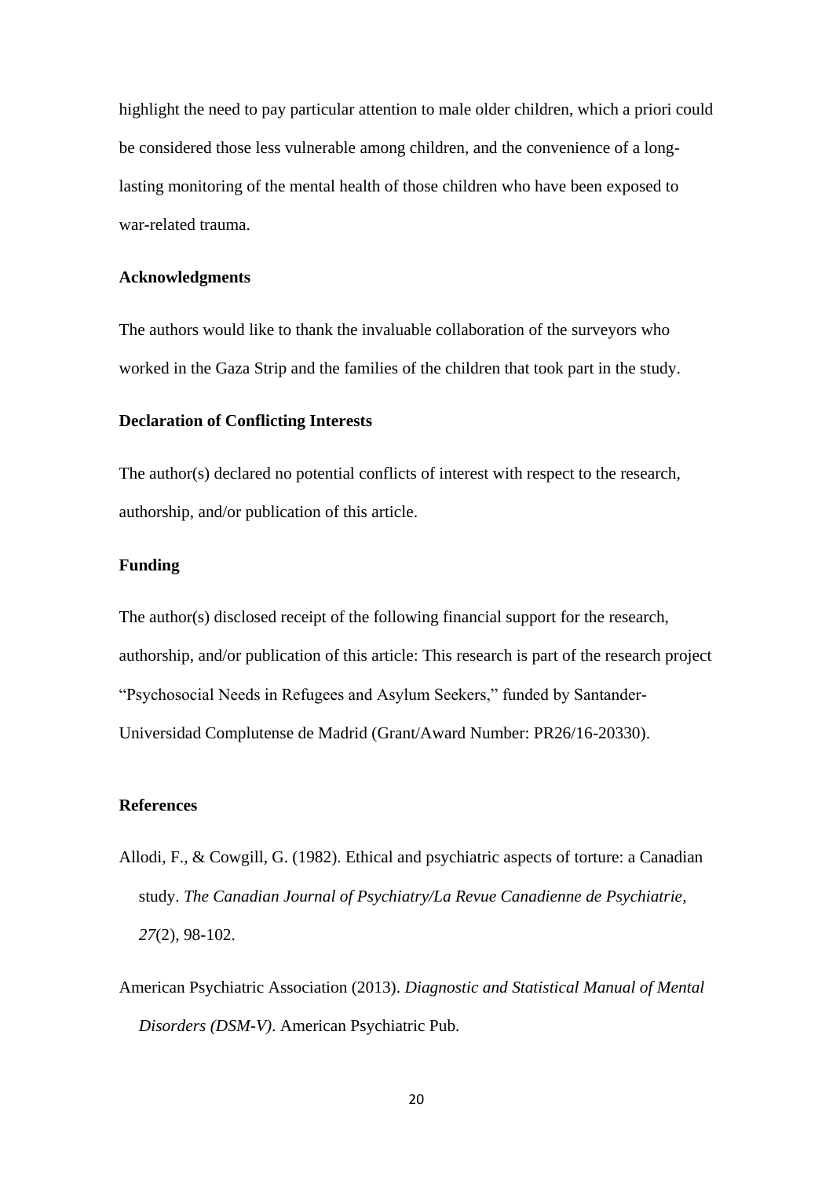highlight the need to pay particular attention to male older children, which a priori could be considered those less vulnerable among children, and the convenience of a long-lasting monitoring of the mental health of those children who have been exposed to war-related trauma.

## Acknowledgments

The authors would like to thank the invaluable collaboration of the surveyors who worked in the Gaza Strip and the families of the children that took part in the study.

## Declaration of Conflicting Interests

The author(s) declared no potential conflicts of interest with respect to the research, authorship, and/or publication of this article.

## Funding

The author(s) disclosed receipt of the following financial support for the research, authorship, and/or publication of this article: This research is part of the research project "Psychosocial Needs in Refugees and Asylum Seekers," funded by Santander-Universidad Complutense de Madrid (Grant/Award Number: PR26/16-20330).

## References

Allodi, F., & Cowgill, G. (1982). Ethical and psychiatric aspects of torture: a Canadian study. *The Canadian Journal of Psychiatry/La Revue Canadienne de Psychiatrie, 27*(2), 98-102.

American Psychiatric Association (2013). *Diagnostic and Statistical Manual of Mental Disorders (DSM-V)*. American Psychiatric Pub.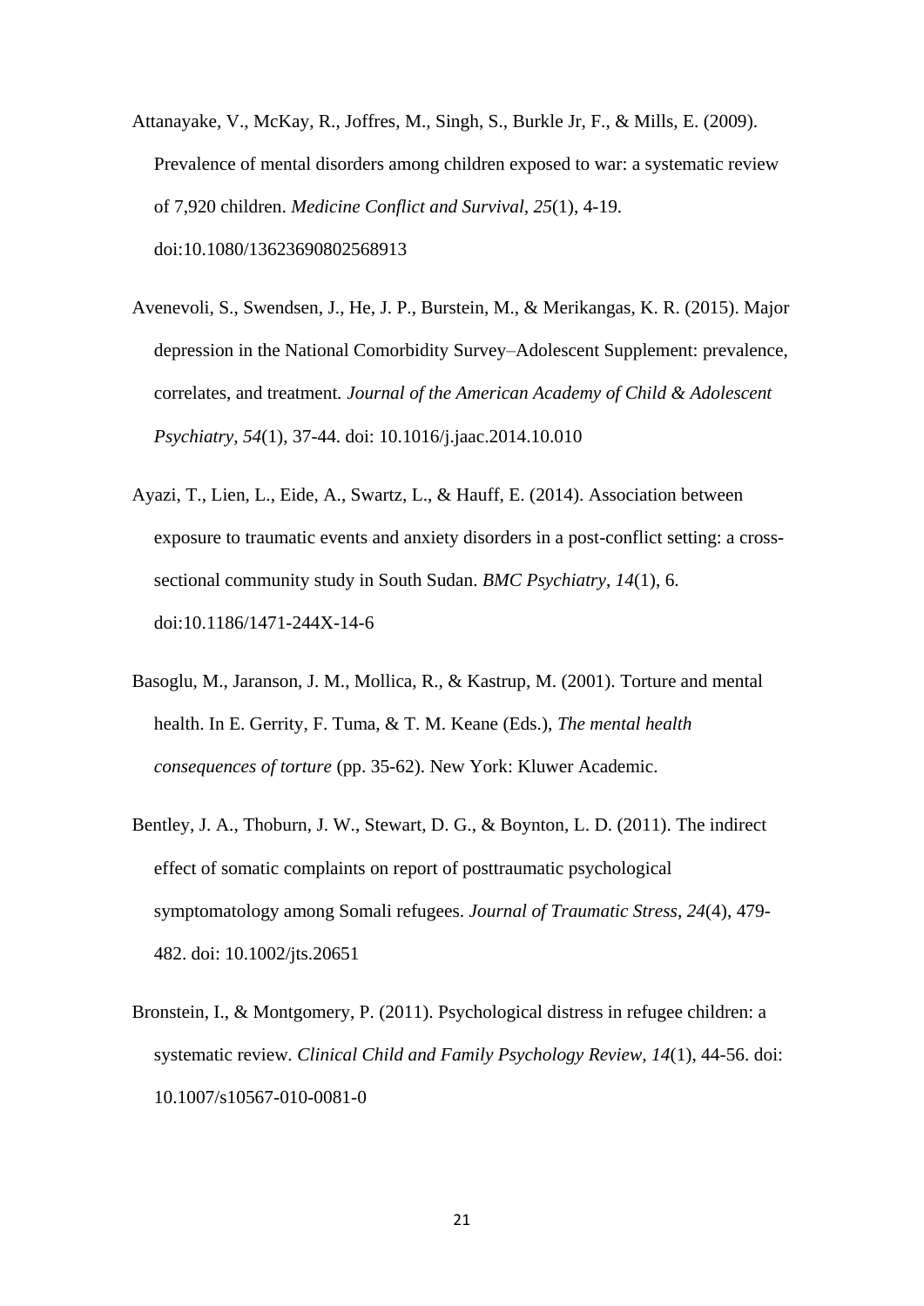Attanayake, V., McKay, R., Joffres, M., Singh, S., Burkle Jr, F., & Mills, E. (2009). Prevalence of mental disorders among children exposed to war: a systematic review of 7,920 children. *Medicine Conflict and Survival, 25*(1), 4-19. doi:10.1080/13623690802568913

Avenevoli, S., Swendsen, J., He, J. P., Burstein, M., & Merikangas, K. R. (2015). Major depression in the National Comorbidity Survey–Adolescent Supplement: prevalence, correlates, and treatment. *Journal of the American Academy of Child & Adolescent Psychiatry, 54*(1), 37-44. doi: 10.1016/j.jaac.2014.10.010

Ayazi, T., Lien, L., Eide, A., Swartz, L., & Hauff, E. (2014). Association between exposure to traumatic events and anxiety disorders in a post-conflict setting: a cross-sectional community study in South Sudan. *BMC Psychiatry*, *14*(1), 6. doi:10.1186/1471-244X-14-6

Basoglu, M., Jaranson, J. M., Mollica, R., & Kastrup, M. (2001). Torture and mental health. In E. Gerrity, F. Tuma, & T. M. Keane (Eds.), *The mental health consequences of torture* (pp. 35-62). New York: Kluwer Academic.

Bentley, J. A., Thoburn, J. W., Stewart, D. G., & Boynton, L. D. (2011). The indirect effect of somatic complaints on report of posttraumatic psychological symptomatology among Somali refugees. *Journal of Traumatic Stress*, *24*(4), 479-482. doi: 10.1002/jts.20651

Bronstein, I., & Montgomery, P. (2011). Psychological distress in refugee children: a systematic review. *Clinical Child and Family Psychology Review, 14*(1), 44-56. doi: 10.1007/s10567-010-0081-0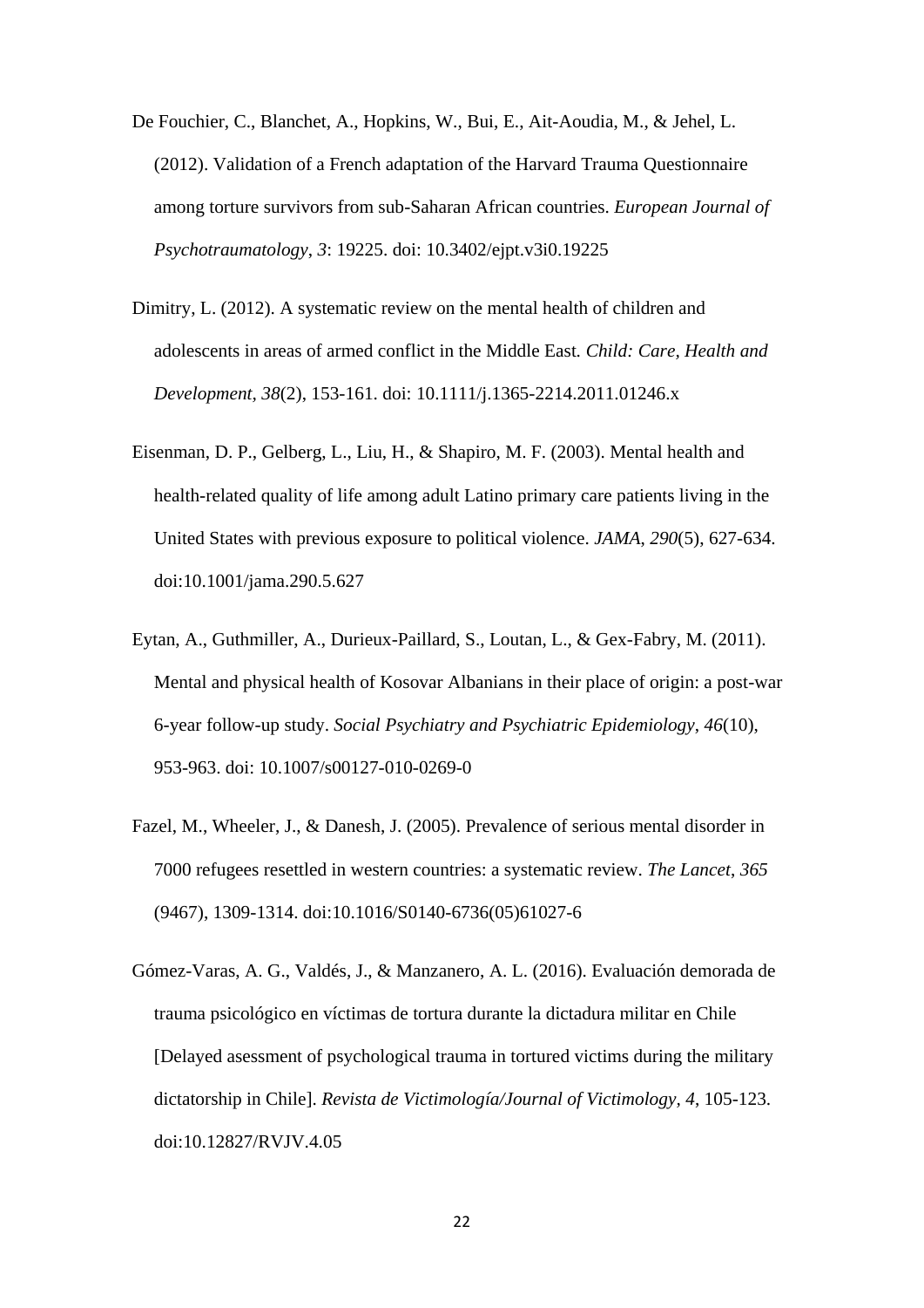De Fouchier, C., Blanchet, A., Hopkins, W., Bui, E., Ait-Aoudia, M., & Jehel, L. (2012). Validation of a French adaptation of the Harvard Trauma Questionnaire among torture survivors from sub-Saharan African countries. *European Journal of Psychotraumatology*, *3*: 19225. doi: 10.3402/ejpt.v3i0.19225

Dimitry, L. (2012). A systematic review on the mental health of children and adolescents in areas of armed conflict in the Middle East. *Child: Care, Health and Development*, *38*(2), 153-161. doi: 10.1111/j.1365-2214.2011.01246.x

Eisenman, D. P., Gelberg, L., Liu, H., & Shapiro, M. F. (2003). Mental health and health-related quality of life among adult Latino primary care patients living in the United States with previous exposure to political violence. *JAMA*, *290*(5), 627-634. doi:10.1001/jama.290.5.627

Eytan, A., Guthmiller, A., Durieux-Paillard, S., Loutan, L., & Gex-Fabry, M. (2011). Mental and physical health of Kosovar Albanians in their place of origin: a post-war 6-year follow-up study. *Social Psychiatry and Psychiatric Epidemiology*, *46*(10), 953-963. doi: 10.1007/s00127-010-0269-0

Fazel, M., Wheeler, J., & Danesh, J. (2005). Prevalence of serious mental disorder in 7000 refugees resettled in western countries: a systematic review. *The Lancet*, *365* (9467), 1309-1314. doi:10.1016/S0140-6736(05)61027-6

Gómez-Varas, A. G., Valdés, J., & Manzanero, A. L. (2016). Evaluación demorada de trauma psicológico en víctimas de tortura durante la dictadura militar en Chile [Delayed asessment of psychological trauma in tortured victims during the military dictatorship in Chile]. *Revista de Victimología/Journal of Victimology*, *4*, 105-123. doi:10.12827/RVJV.4.05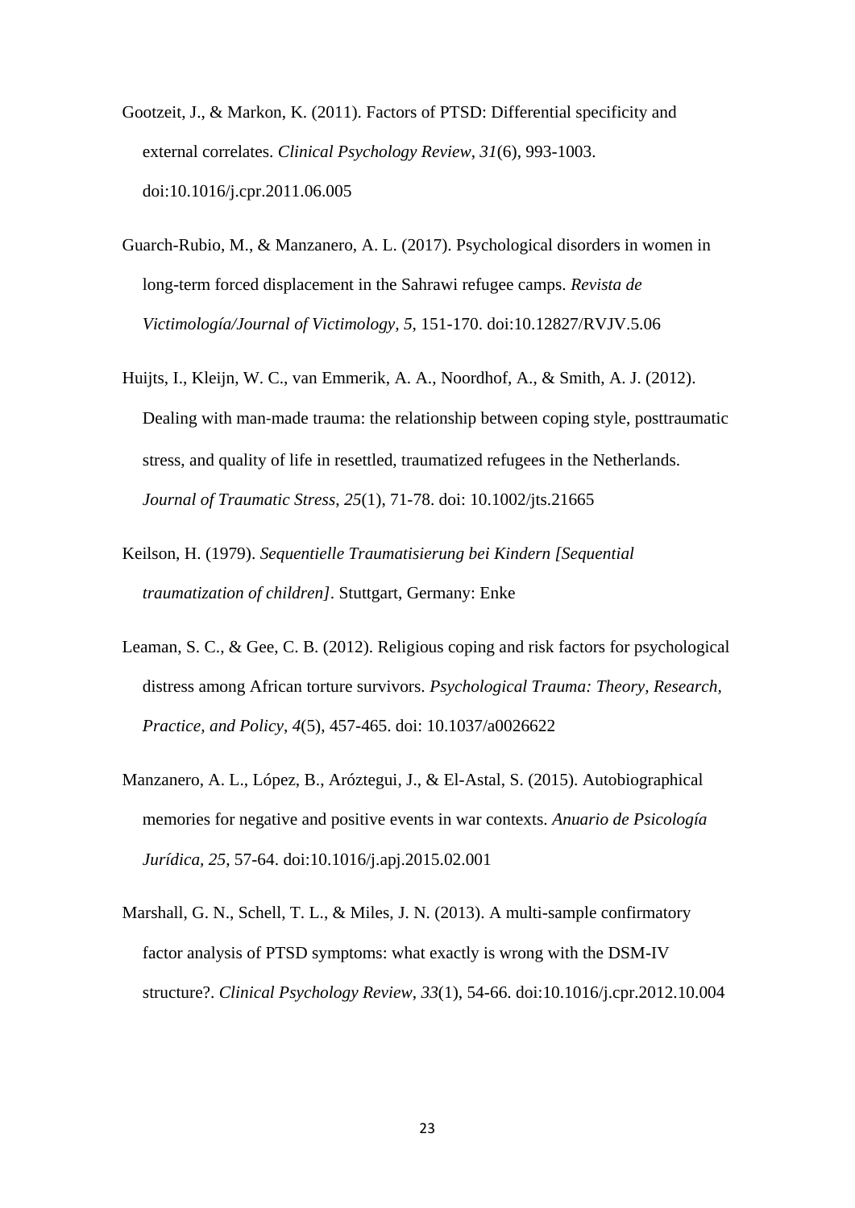Gootzeit, J., & Markon, K. (2011). Factors of PTSD: Differential specificity and external correlates. *Clinical Psychology Review*, *31*(6), 993-1003. doi:10.1016/j.cpr.2011.06.005

Guarch-Rubio, M., & Manzanero, A. L. (2017). Psychological disorders in women in long-term forced displacement in the Sahrawi refugee camps. *Revista de Victimología/Journal of Victimology, 5*, 151-170. doi:10.12827/RVJV.5.06

Huijts, I., Kleijn, W. C., van Emmerik, A. A., Noordhof, A., & Smith, A. J. (2012). Dealing with man-made trauma: the relationship between coping style, posttraumatic stress, and quality of life in resettled, traumatized refugees in the Netherlands. *Journal of Traumatic Stress*, *25*(1), 71-78. doi: 10.1002/jts.21665

Keilson, H. (1979). *Sequentielle Traumatisierung bei Kindern [Sequential traumatization of children]*. Stuttgart, Germany: Enke

Leaman, S. C., & Gee, C. B. (2012). Religious coping and risk factors for psychological distress among African torture survivors. *Psychological Trauma: Theory, Research, Practice, and Policy*, *4*(5), 457-465. doi: 10.1037/a0026622

Manzanero, A. L., López, B., Aróztegui, J., & El-Astal, S. (2015). Autobiographical memories for negative and positive events in war contexts. *Anuario de Psicología Jurídica, 25*, 57-64. doi:10.1016/j.apj.2015.02.001

Marshall, G. N., Schell, T. L., & Miles, J. N. (2013). A multi-sample confirmatory factor analysis of PTSD symptoms: what exactly is wrong with the DSM-IV structure?. *Clinical Psychology Review*, *33*(1), 54-66. doi:10.1016/j.cpr.2012.10.004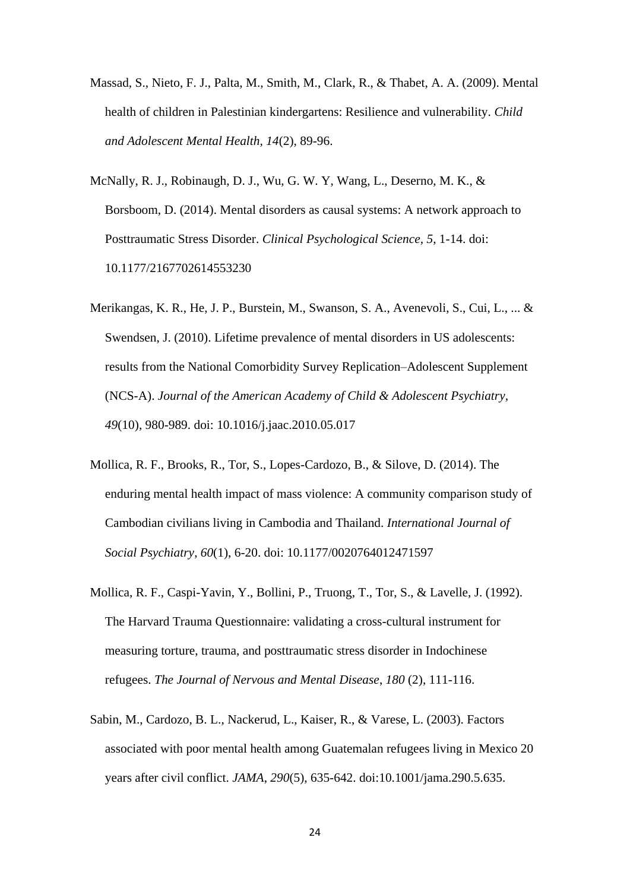Massad, S., Nieto, F. J., Palta, M., Smith, M., Clark, R., & Thabet, A. A. (2009). Mental health of children in Palestinian kindergartens: Resilience and vulnerability. *Child and Adolescent Mental Health, 14*(2), 89-96.

McNally, R. J., Robinaugh, D. J., Wu, G. W. Y, Wang, L., Deserno, M. K., & Borsboom, D. (2014). Mental disorders as causal systems: A network approach to Posttraumatic Stress Disorder. *Clinical Psychological Science, 5*, 1-14. doi: 10.1177/2167702614553230

Merikangas, K. R., He, J. P., Burstein, M., Swanson, S. A., Avenevoli, S., Cui, L., ... & Swendsen, J. (2010). Lifetime prevalence of mental disorders in US adolescents: results from the National Comorbidity Survey Replication–Adolescent Supplement (NCS-A). *Journal of the American Academy of Child & Adolescent Psychiatry, 49*(10), 980-989. doi: 10.1016/j.jaac.2010.05.017

Mollica, R. F., Brooks, R., Tor, S., Lopes-Cardozo, B., & Silove, D. (2014). The enduring mental health impact of mass violence: A community comparison study of Cambodian civilians living in Cambodia and Thailand. *International Journal of Social Psychiatry*, *60*(1), 6-20. doi: 10.1177/0020764012471597

Mollica, R. F., Caspi-Yavin, Y., Bollini, P., Truong, T., Tor, S., & Lavelle, J. (1992). The Harvard Trauma Questionnaire: validating a cross-cultural instrument for measuring torture, trauma, and posttraumatic stress disorder in Indochinese refugees. *The Journal of Nervous and Mental Disease*, *180* (2), 111-116.

Sabin, M., Cardozo, B. L., Nackerud, L., Kaiser, R., & Varese, L. (2003). Factors associated with poor mental health among Guatemalan refugees living in Mexico 20 years after civil conflict. *JAMA*, *290*(5), 635-642. doi:10.1001/jama.290.5.635.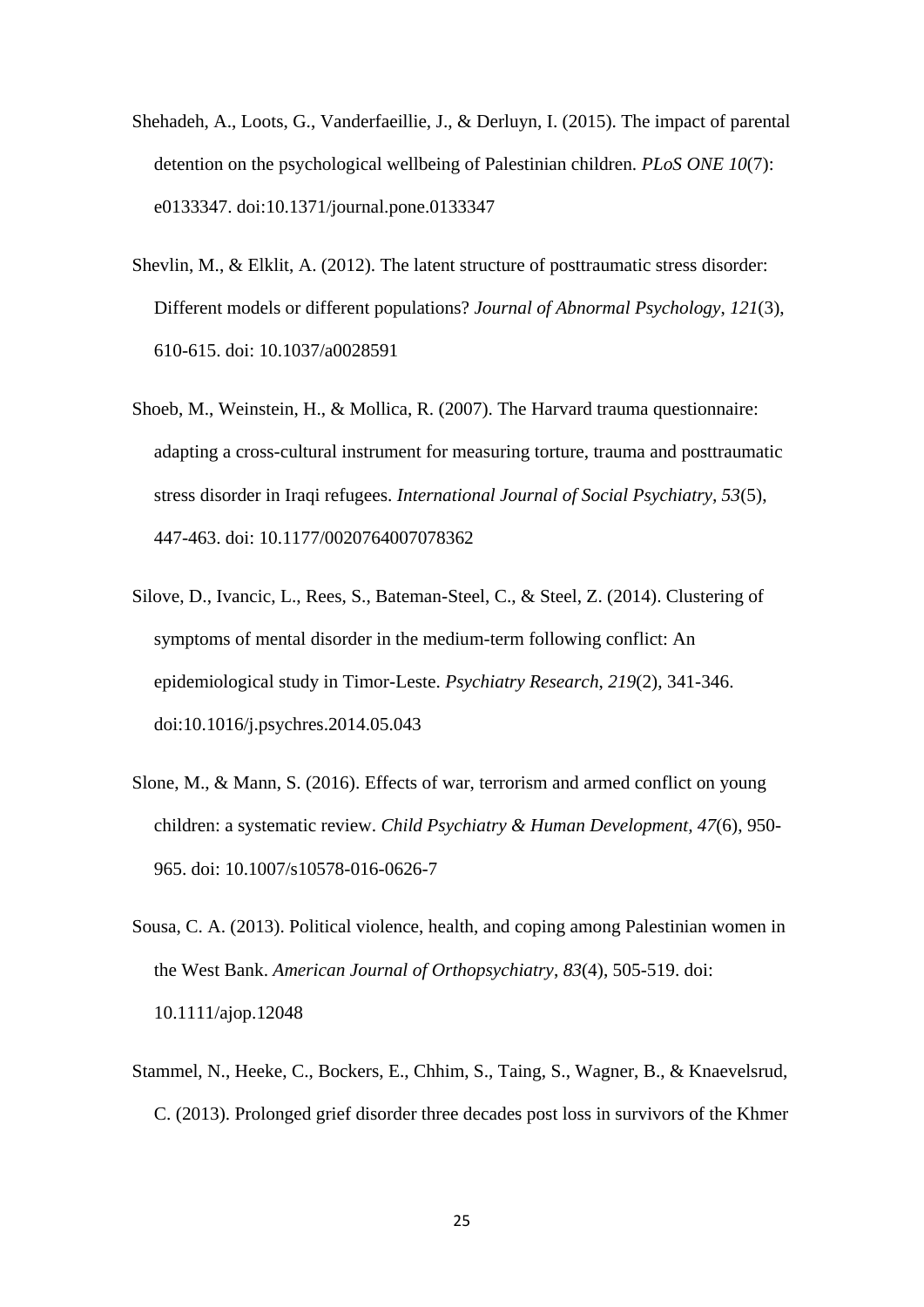Shehadeh, A., Loots, G., Vanderfaeillie, J., & Derluyn, I. (2015). The impact of parental detention on the psychological wellbeing of Palestinian children. *PLoS ONE 10*(7): e0133347. doi:10.1371/journal.pone.0133347

Shevlin, M., & Elklit, A. (2012). The latent structure of posttraumatic stress disorder: Different models or different populations? *Journal of Abnormal Psychology*, *121*(3), 610-615. doi: 10.1037/a0028591

Shoeb, M., Weinstein, H., & Mollica, R. (2007). The Harvard trauma questionnaire: adapting a cross-cultural instrument for measuring torture, trauma and posttraumatic stress disorder in Iraqi refugees. *International Journal of Social Psychiatry*, *53*(5), 447-463. doi: 10.1177/0020764007078362

Silove, D., Ivancic, L., Rees, S., Bateman-Steel, C., & Steel, Z. (2014). Clustering of symptoms of mental disorder in the medium-term following conflict: An epidemiological study in Timor-Leste. *Psychiatry Research*, *219*(2), 341-346. doi:10.1016/j.psychres.2014.05.043

Slone, M., & Mann, S. (2016). Effects of war, terrorism and armed conflict on young children: a systematic review. *Child Psychiatry & Human Development, 47*(6), 950-965. doi: 10.1007/s10578-016-0626-7

Sousa, C. A. (2013). Political violence, health, and coping among Palestinian women in the West Bank. *American Journal of Orthopsychiatry*, *83*(4), 505-519. doi: 10.1111/ajop.12048

Stammel, N., Heeke, C., Bockers, E., Chhim, S., Taing, S., Wagner, B., & Knaevelsrud, C. (2013). Prolonged grief disorder three decades post loss in survivors of the Khmer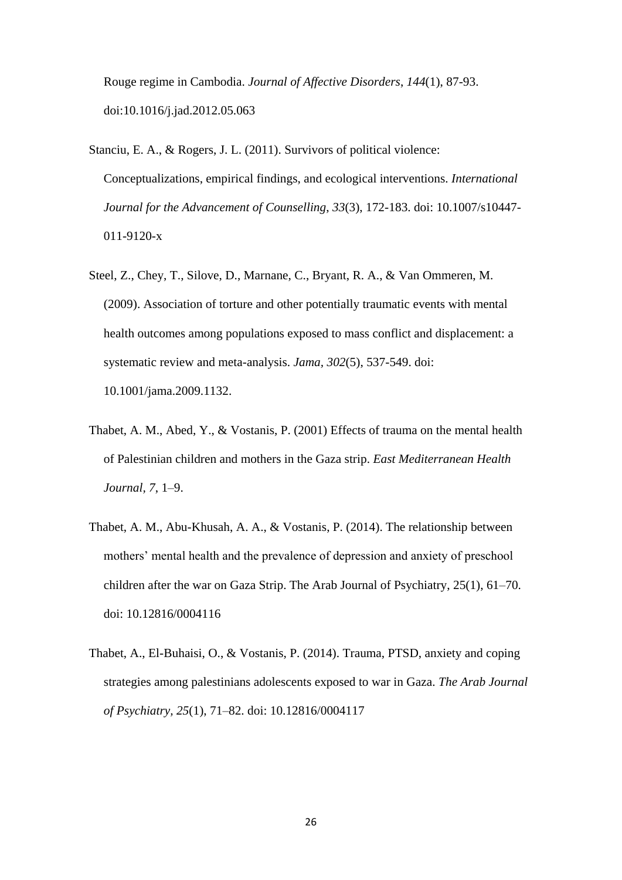Rouge regime in Cambodia. *Journal of Affective Disorders*, *144*(1), 87-93. doi:10.1016/j.jad.2012.05.063

Stanciu, E. A., & Rogers, J. L. (2011). Survivors of political violence: Conceptualizations, empirical findings, and ecological interventions. *International Journal for the Advancement of Counselling*, *33*(3), 172-183. doi: 10.1007/s10447-011-9120-x

Steel, Z., Chey, T., Silove, D., Marnane, C., Bryant, R. A., & Van Ommeren, M. (2009). Association of torture and other potentially traumatic events with mental health outcomes among populations exposed to mass conflict and displacement: a systematic review and meta-analysis. *Jama*, *302*(5), 537-549. doi: 10.1001/jama.2009.1132.

Thabet, A. M., Abed, Y., & Vostanis, P. (2001) Effects of trauma on the mental health of Palestinian children and mothers in the Gaza strip. *East Mediterranean Health Journal*, *7*, 1–9.

Thabet, A. M., Abu-Khusah, A. A., & Vostanis, P. (2014). The relationship between mothers' mental health and the prevalence of depression and anxiety of preschool children after the war on Gaza Strip. The Arab Journal of Psychiatry, 25(1), 61–70. doi: 10.12816/0004116

Thabet, A., El-Buhaisi, O., & Vostanis, P. (2014). Trauma, PTSD, anxiety and coping strategies among palestinians adolescents exposed to war in Gaza. *The Arab Journal of Psychiatry*, *25*(1), 71–82. doi: 10.12816/0004117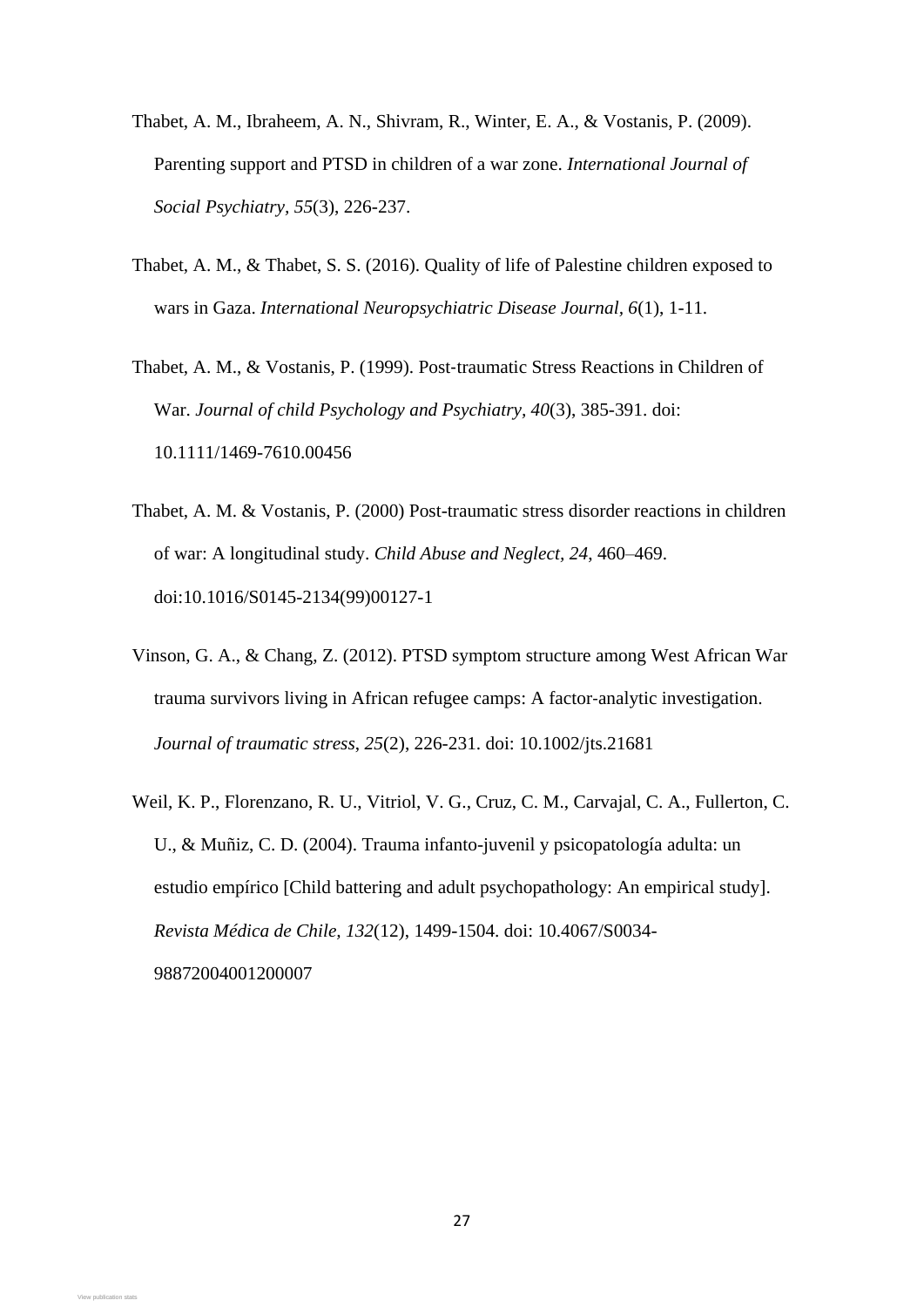Thabet, A. M., Ibraheem, A. N., Shivram, R., Winter, E. A., & Vostanis, P. (2009). Parenting support and PTSD in children of a war zone. *International Journal of Social Psychiatry, 55*(3), 226-237.

Thabet, A. M., & Thabet, S. S. (2016). Quality of life of Palestine children exposed to wars in Gaza. *International Neuropsychiatric Disease Journal, 6*(1), 1-11.

Thabet, A. M., & Vostanis, P. (1999). Post-traumatic Stress Reactions in Children of War. *Journal of child Psychology and Psychiatry, 40*(3), 385-391. doi: 10.1111/1469-7610.00456

Thabet, A. M. & Vostanis, P. (2000) Post-traumatic stress disorder reactions in children of war: A longitudinal study. *Child Abuse and Neglect, 24*, 460–469. doi:10.1016/S0145-2134(99)00127-1

Vinson, G. A., & Chang, Z. (2012). PTSD symptom structure among West African War trauma survivors living in African refugee camps: A factor-analytic investigation. *Journal of traumatic stress*, *25*(2), 226-231. doi: 10.1002/jts.21681

Weil, K. P., Florenzano, R. U., Vitriol, V. G., Cruz, C. M., Carvajal, C. A., Fullerton, C. U., & Muñiz, C. D. (2004). Trauma infanto-juvenil y psicopatología adulta: un estudio empírico [Child battering and adult psychopathology: An empirical study]. *Revista Médica de Chile, 132*(12), 1499-1504. doi: 10.4067/S0034-98872004001200007